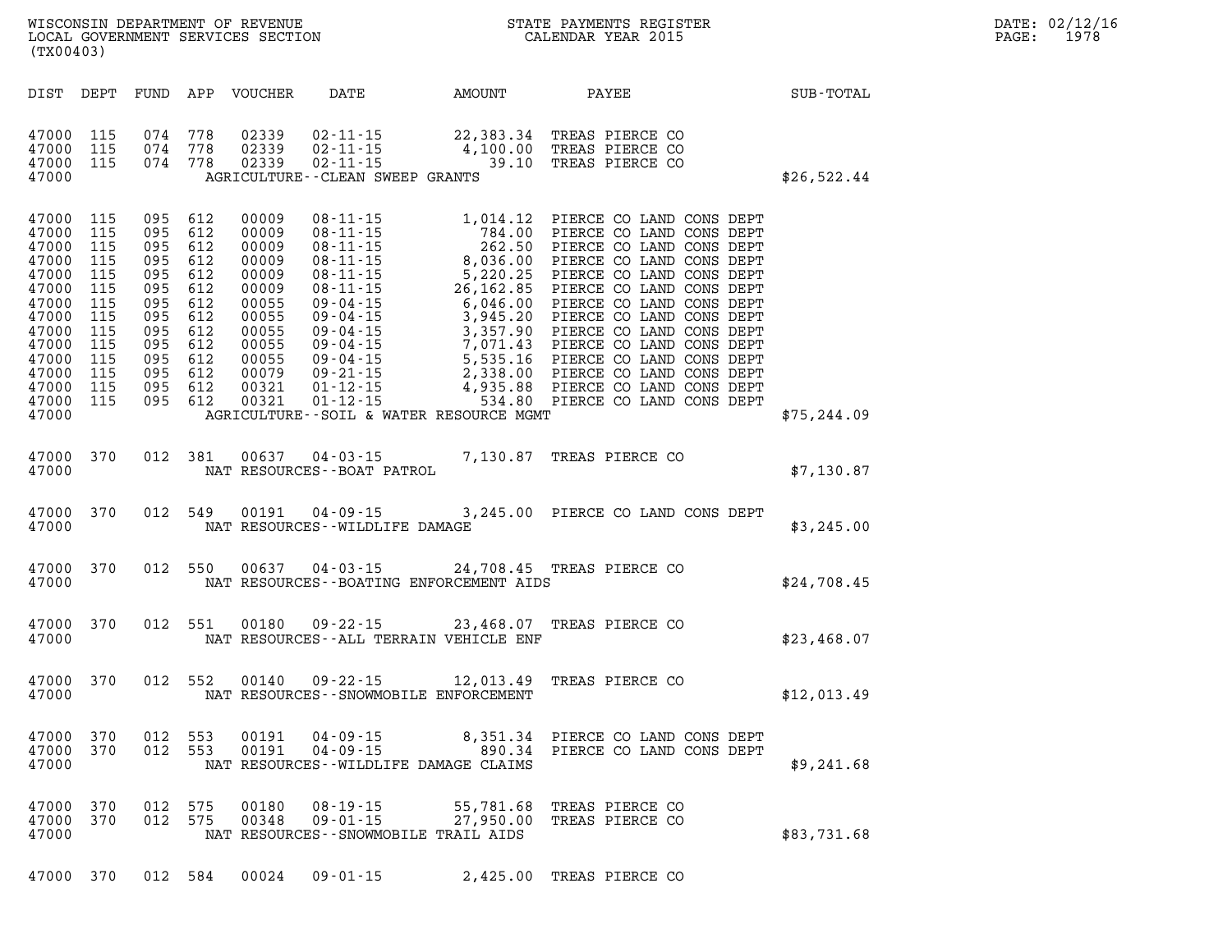WISCONSIN DEPARTMENT OF REVENUE
LOCAL GOVERNMENT SERVICES SECTION
(TX00403)

STATE PAYMENTS REGISTER
CALENDAR YEAR 2015

DATE: 02/12/16

| DIST | DEPT | FUND | APP | VOUCHER | DATE | AMOUNT | PAYEE | SUB-TOTAL |
|---|---|---|---|---|---|---|---|---|
| 47000 | 115 | 074 | 778 | 02339 | 02-11-15 | 22,383.34 | TREAS PIERCE CO | |
| 47000 | 115 | 074 | 778 | 02339 | 02-11-15 | 4,100.00 | TREAS PIERCE CO | |
| 47000 | 115 | 074 | 778 | 02339 | 02-11-15 | 39.10 | TREAS PIERCE CO | |
| 47000 | | | | | AGRICULTURE--CLEAN SWEEP GRANTS | | | $26,522.44 |
| 47000 | 115 | 095 | 612 | 00009 | 08-11-15 | 1,014.12 | PIERCE CO LAND CONS DEPT | |
| 47000 | 115 | 095 | 612 | 00009 | 08-11-15 | 784.00 | PIERCE CO LAND CONS DEPT | |
| 47000 | 115 | 095 | 612 | 00009 | 08-11-15 | 262.50 | PIERCE CO LAND CONS DEPT | |
| 47000 | 115 | 095 | 612 | 00009 | 08-11-15 | 8,036.00 | PIERCE CO LAND CONS DEPT | |
| 47000 | 115 | 095 | 612 | 00009 | 08-11-15 | 5,220.25 | PIERCE CO LAND CONS DEPT | |
| 47000 | 115 | 095 | 612 | 00009 | 08-11-15 | 26,162.85 | PIERCE CO LAND CONS DEPT | |
| 47000 | 115 | 095 | 612 | 00055 | 09-04-15 | 6,046.00 | PIERCE CO LAND CONS DEPT | |
| 47000 | 115 | 095 | 612 | 00055 | 09-04-15 | 3,945.20 | PIERCE CO LAND CONS DEPT | |
| 47000 | 115 | 095 | 612 | 00055 | 09-04-15 | 3,357.90 | PIERCE CO LAND CONS DEPT | |
| 47000 | 115 | 095 | 612 | 00055 | 09-04-15 | 7,071.43 | PIERCE CO LAND CONS DEPT | |
| 47000 | 115 | 095 | 612 | 00055 | 09-04-15 | 5,535.16 | PIERCE CO LAND CONS DEPT | |
| 47000 | 115 | 095 | 612 | 00079 | 09-21-15 | 2,338.00 | PIERCE CO LAND CONS DEPT | |
| 47000 | 115 | 095 | 612 | 00321 | 01-12-15 | 4,935.88 | PIERCE CO LAND CONS DEPT | |
| 47000 | 115 | 095 | 612 | 00321 | 01-12-15 | 534.80 | PIERCE CO LAND CONS DEPT | |
| 47000 | | | | | AGRICULTURE--SOIL & WATER RESOURCE MGMT | | | $75,244.09 |
| 47000 | 370 | 012 | 381 | 00637 | 04-03-15 | 7,130.87 | TREAS PIERCE CO | |
| 47000 | | | | | NAT RESOURCES--BOAT PATROL | | | $7,130.87 |
| 47000 | 370 | 012 | 549 | 00191 | 04-09-15 | 3,245.00 | PIERCE CO LAND CONS DEPT | |
| 47000 | | | | | NAT RESOURCES--WILDLIFE DAMAGE | | | $3,245.00 |
| 47000 | 370 | 012 | 550 | 00637 | 04-03-15 | 24,708.45 | TREAS PIERCE CO | |
| 47000 | | | | | NAT RESOURCES--BOATING ENFORCEMENT AIDS | | | $24,708.45 |
| 47000 | 370 | 012 | 551 | 00180 | 09-22-15 | 23,468.07 | TREAS PIERCE CO | |
| 47000 | | | | | NAT RESOURCES--ALL TERRAIN VEHICLE ENF | | | $23,468.07 |
| 47000 | 370 | 012 | 552 | 00140 | 09-22-15 | 12,013.49 | TREAS PIERCE CO | |
| 47000 | | | | | NAT RESOURCES--SNOWMOBILE ENFORCEMENT | | | $12,013.49 |
| 47000 | 370 | 012 | 553 | 00191 | 04-09-15 | 8,351.34 | PIERCE CO LAND CONS DEPT | |
| 47000 | 370 | 012 | 553 | 00191 | 04-09-15 | 890.34 | PIERCE CO LAND CONS DEPT | |
| 47000 | | | | | NAT RESOURCES--WILDLIFE DAMAGE CLAIMS | | | $9,241.68 |
| 47000 | 370 | 012 | 575 | 00180 | 08-19-15 | 55,781.68 | TREAS PIERCE CO | |
| 47000 | 370 | 012 | 575 | 00348 | 09-01-15 | 27,950.00 | TREAS PIERCE CO | |
| 47000 | | | | | NAT RESOURCES--SNOWMOBILE TRAIL AIDS | | | $83,731.68 |
| 47000 | 370 | 012 | 584 | 00024 | 09-01-15 | 2,425.00 | TREAS PIERCE CO | |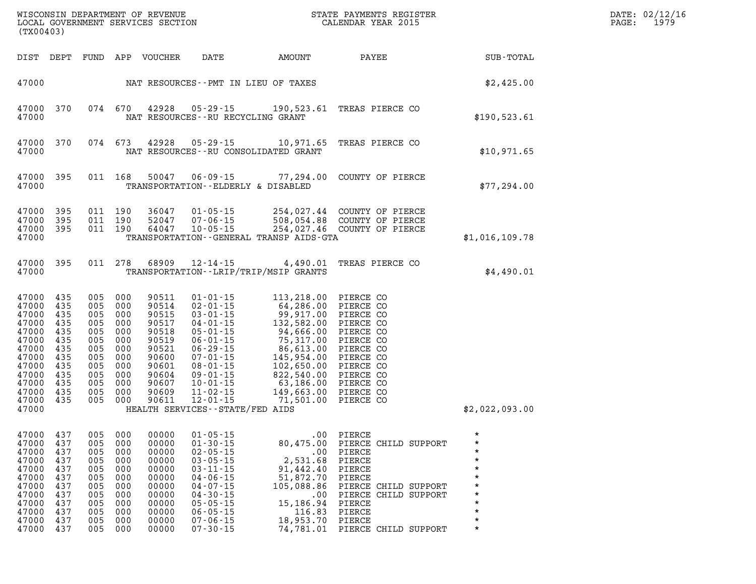| DIST | DEPT | FUND | APP | VOUCHER | DATE | AMOUNT | PAYEE | SUB-TOTAL |
|---|---|---|---|---|---|---|---|---|
| 47000 | | | | NAT RESOURCES--PMT IN LIEU OF TAXES | | | | $2,425.00 |
| 47000 | 370 | 074 | 670 | 42928 | 05-29-15 | 190,523.61 | TREAS PIERCE CO | |
| 47000 | | | | NAT RESOURCES--RU RECYCLING GRANT | | | | $190,523.61 |
| 47000 | 370 | 074 | 673 | 42928 | 05-29-15 | 10,971.65 | TREAS PIERCE CO | |
| 47000 | | | | NAT RESOURCES--RU CONSOLIDATED GRANT | | | | $10,971.65 |
| 47000 | 395 | 011 | 168 | 50047 | 06-09-15 | 77,294.00 | COUNTY OF PIERCE | |
| 47000 | | | | TRANSPORTATION--ELDERLY & DISABLED | | | | $77,294.00 |
| 47000 | 395 | 011 | 190 | 36047 | 01-05-15 | 254,027.44 | COUNTY OF PIERCE | |
| 47000 | 395 | 011 | 190 | 52047 | 07-06-15 | 508,054.88 | COUNTY OF PIERCE | |
| 47000 | 395 | 011 | 190 | 64047 | 10-05-15 | 254,027.46 | COUNTY OF PIERCE | |
| 47000 | | | | TRANSPORTATION--GENERAL TRANSP AIDS-GTA | | | | $1,016,109.78 |
| 47000 | 395 | 011 | 278 | 68909 | 12-14-15 | 4,490.01 | TREAS PIERCE CO | |
| 47000 | | | | TRANSPORTATION--LRIP/TRIP/MSIP GRANTS | | | | $4,490.01 |
| 47000 | 435 | 005 | 000 | 90511 | 01-01-15 | 113,218.00 | PIERCE CO | |
| 47000 | 435 | 005 | 000 | 90514 | 02-01-15 | 64,286.00 | PIERCE CO | |
| 47000 | 435 | 005 | 000 | 90515 | 03-01-15 | 99,917.00 | PIERCE CO | |
| 47000 | 435 | 005 | 000 | 90517 | 04-01-15 | 132,582.00 | PIERCE CO | |
| 47000 | 435 | 005 | 000 | 90518 | 05-01-15 | 94,666.00 | PIERCE CO | |
| 47000 | 435 | 005 | 000 | 90519 | 06-01-15 | 75,317.00 | PIERCE CO | |
| 47000 | 435 | 005 | 000 | 90521 | 06-29-15 | 86,613.00 | PIERCE CO | |
| 47000 | 435 | 005 | 000 | 90600 | 07-01-15 | 145,954.00 | PIERCE CO | |
| 47000 | 435 | 005 | 000 | 90601 | 08-01-15 | 102,650.00 | PIERCE CO | |
| 47000 | 435 | 005 | 000 | 90604 | 09-01-15 | 822,540.00 | PIERCE CO | |
| 47000 | 435 | 005 | 000 | 90607 | 10-01-15 | 63,186.00 | PIERCE CO | |
| 47000 | 435 | 005 | 000 | 90609 | 11-02-15 | 149,663.00 | PIERCE CO | |
| 47000 | 435 | 005 | 000 | 90611 | 12-01-15 | 71,501.00 | PIERCE CO | |
| 47000 | | | | HEALTH SERVICES--STATE/FED AIDS | | | | $2,022,093.00 |
| 47000 | 437 | 005 | 000 | 00000 | 01-05-15 | .00 | PIERCE | * |
| 47000 | 437 | 005 | 000 | 00000 | 01-30-15 | 80,475.00 | PIERCE CHILD SUPPORT | * |
| 47000 | 437 | 005 | 000 | 00000 | 02-05-15 | .00 | PIERCE | * |
| 47000 | 437 | 005 | 000 | 00000 | 03-05-15 | 2,531.68 | PIERCE | * |
| 47000 | 437 | 005 | 000 | 00000 | 03-11-15 | 91,442.40 | PIERCE | * |
| 47000 | 437 | 005 | 000 | 00000 | 04-06-15 | 51,872.70 | PIERCE | * |
| 47000 | 437 | 005 | 000 | 00000 | 04-07-15 | 105,088.86 | PIERCE CHILD SUPPORT | * |
| 47000 | 437 | 005 | 000 | 00000 | 04-30-15 | .00 | PIERCE CHILD SUPPORT | * |
| 47000 | 437 | 005 | 000 | 00000 | 05-05-15 | 15,186.94 | PIERCE | * |
| 47000 | 437 | 005 | 000 | 00000 | 06-05-15 | 116.83 | PIERCE | * |
| 47000 | 437 | 005 | 000 | 00000 | 07-06-15 | 18,953.70 | PIERCE | * |
| 47000 | 437 | 005 | 000 | 00000 | 07-30-15 | 74,781.01 | PIERCE CHILD SUPPORT | * |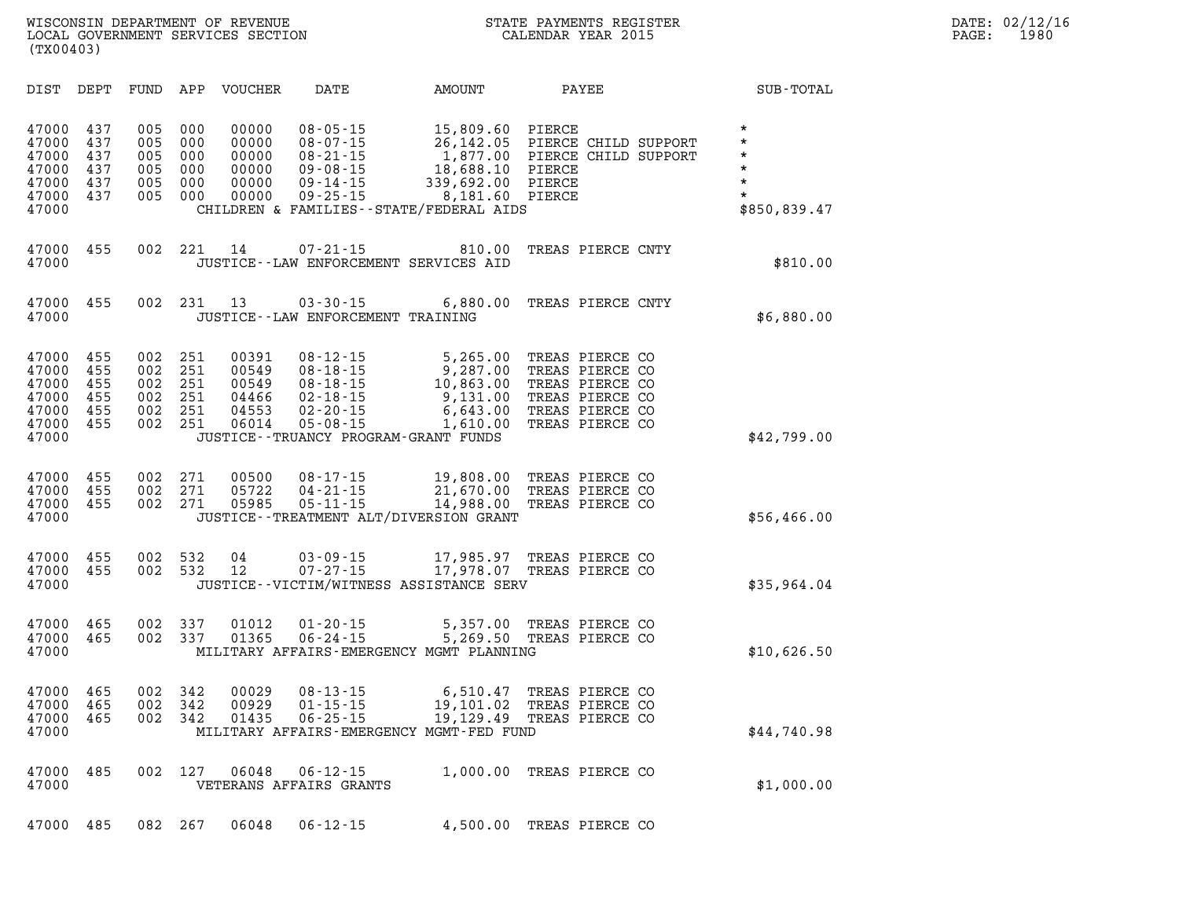WISCONSIN DEPARTMENT OF REVENUE
LOCAL GOVERNMENT SERVICES SECTION
(TX00403)

STATE PAYMENTS REGISTER
CALENDAR YEAR 2015

DATE: 02/12/16
PAGE: 1980

| DIST | DEPT | FUND | APP | VOUCHER | DATE | AMOUNT | PAYEE | SUB-TOTAL |
|---|---|---|---|---|---|---|---|---|
| 47000 | 437 | 005 | 000 | 00000 | 08-05-15 | 15,809.60 | PIERCE | * |
| 47000 | 437 | 005 | 000 | 00000 | 08-07-15 | 26,142.05 | PIERCE CHILD SUPPORT | * |
| 47000 | 437 | 005 | 000 | 00000 | 08-21-15 | 1,877.00 | PIERCE CHILD SUPPORT | * |
| 47000 | 437 | 005 | 000 | 00000 | 09-08-15 | 18,688.10 | PIERCE | * |
| 47000 | 437 | 005 | 000 | 00000 | 09-14-15 | 339,692.00 | PIERCE | * |
| 47000 | 437 | 005 | 000 | 00000 | 09-25-15 | 8,181.60 | PIERCE | * |
| 47000 | | | | | CHILDREN & FAMILIES--STATE/FEDERAL AIDS | | | $850,839.47 |
| 47000 | 455 | 002 | 221 | 14 | 07-21-15 | 810.00 | TREAS PIERCE CNTY | |
| 47000 | | | | | JUSTICE--LAW ENFORCEMENT SERVICES AID | | | $810.00 |
| 47000 | 455 | 002 | 231 | 13 | 03-30-15 | 6,880.00 | TREAS PIERCE CNTY | |
| 47000 | | | | | JUSTICE--LAW ENFORCEMENT TRAINING | | | $6,880.00 |
| 47000 | 455 | 002 | 251 | 00391 | 08-12-15 | 5,265.00 | TREAS PIERCE CO | |
| 47000 | 455 | 002 | 251 | 00549 | 08-18-15 | 9,287.00 | TREAS PIERCE CO | |
| 47000 | 455 | 002 | 251 | 00549 | 08-18-15 | 10,863.00 | TREAS PIERCE CO | |
| 47000 | 455 | 002 | 251 | 04466 | 02-18-15 | 9,131.00 | TREAS PIERCE CO | |
| 47000 | 455 | 002 | 251 | 04553 | 02-20-15 | 6,643.00 | TREAS PIERCE CO | |
| 47000 | 455 | 002 | 251 | 06014 | 05-08-15 | 1,610.00 | TREAS PIERCE CO | |
| 47000 | | | | | JUSTICE--TRUANCY PROGRAM-GRANT FUNDS | | | $42,799.00 |
| 47000 | 455 | 002 | 271 | 00500 | 08-17-15 | 19,808.00 | TREAS PIERCE CO | |
| 47000 | 455 | 002 | 271 | 05722 | 04-21-15 | 21,670.00 | TREAS PIERCE CO | |
| 47000 | 455 | 002 | 271 | 05985 | 05-11-15 | 14,988.00 | TREAS PIERCE CO | |
| 47000 | | | | | JUSTICE--TREATMENT ALT/DIVERSION GRANT | | | $56,466.00 |
| 47000 | 455 | 002 | 532 | 04 | 03-09-15 | 17,985.97 | TREAS PIERCE CO | |
| 47000 | 455 | 002 | 532 | 12 | 07-27-15 | 17,978.07 | TREAS PIERCE CO | |
| 47000 | | | | | JUSTICE--VICTIM/WITNESS ASSISTANCE SERV | | | $35,964.04 |
| 47000 | 465 | 002 | 337 | 01012 | 01-20-15 | 5,357.00 | TREAS PIERCE CO | |
| 47000 | 465 | 002 | 337 | 01365 | 06-24-15 | 5,269.50 | TREAS PIERCE CO | |
| 47000 | | | | | MILITARY AFFAIRS-EMERGENCY MGMT PLANNING | | | $10,626.50 |
| 47000 | 465 | 002 | 342 | 00029 | 08-13-15 | 6,510.47 | TREAS PIERCE CO | |
| 47000 | 465 | 002 | 342 | 00929 | 01-15-15 | 19,101.02 | TREAS PIERCE CO | |
| 47000 | 465 | 002 | 342 | 01435 | 06-25-15 | 19,129.49 | TREAS PIERCE CO | |
| 47000 | | | | | MILITARY AFFAIRS-EMERGENCY MGMT-FED FUND | | | $44,740.98 |
| 47000 | 485 | 002 | 127 | 06048 | 06-12-15 | 1,000.00 | TREAS PIERCE CO | |
| 47000 | | | | | VETERANS AFFAIRS GRANTS | | | $1,000.00 |
| 47000 | 485 | 082 | 267 | 06048 | 06-12-15 | 4,500.00 | TREAS PIERCE CO | |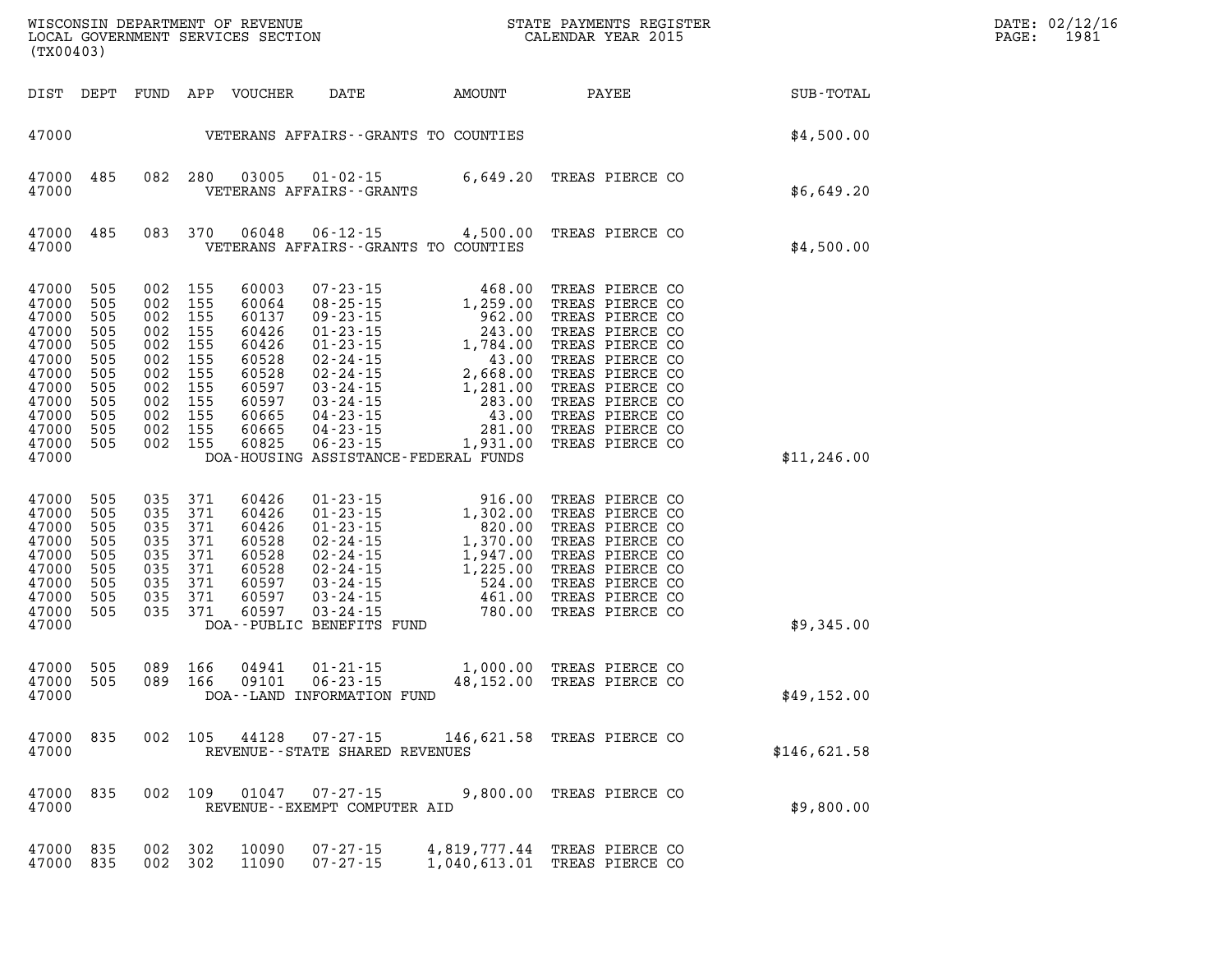| DIST | DEPT | FUND | APP | VOUCHER | DATE | AMOUNT | PAYEE | SUB-TOTAL |
|---|---|---|---|---|---|---|---|---|
| 47000 | | | | | VETERANS AFFAIRS--GRANTS TO COUNTIES | | | $4,500.00 |
| 47000 | 485 | 082 | 280 | 03005 | 01-02-15 | 6,649.20 | TREAS PIERCE CO | |
| 47000 | | | | | VETERANS AFFAIRS--GRANTS | | | $6,649.20 |
| 47000 | 485 | 083 | 370 | 06048 | 06-12-15 | 4,500.00 | TREAS PIERCE CO | |
| 47000 | | | | | VETERANS AFFAIRS--GRANTS TO COUNTIES | | | $4,500.00 |
| 47000 | 505 | 002 | 155 | 60003 | 07-23-15 | 468.00 | TREAS PIERCE CO | |
| 47000 | 505 | 002 | 155 | 60064 | 08-25-15 | 1,259.00 | TREAS PIERCE CO | |
| 47000 | 505 | 002 | 155 | 60137 | 09-23-15 | 962.00 | TREAS PIERCE CO | |
| 47000 | 505 | 002 | 155 | 60426 | 01-23-15 | 243.00 | TREAS PIERCE CO | |
| 47000 | 505 | 002 | 155 | 60426 | 01-23-15 | 1,784.00 | TREAS PIERCE CO | |
| 47000 | 505 | 002 | 155 | 60528 | 02-24-15 | 43.00 | TREAS PIERCE CO | |
| 47000 | 505 | 002 | 155 | 60528 | 02-24-15 | 2,668.00 | TREAS PIERCE CO | |
| 47000 | 505 | 002 | 155 | 60597 | 03-24-15 | 1,281.00 | TREAS PIERCE CO | |
| 47000 | 505 | 002 | 155 | 60597 | 03-24-15 | 283.00 | TREAS PIERCE CO | |
| 47000 | 505 | 002 | 155 | 60665 | 04-23-15 | 43.00 | TREAS PIERCE CO | |
| 47000 | 505 | 002 | 155 | 60665 | 04-23-15 | 281.00 | TREAS PIERCE CO | |
| 47000 | 505 | 002 | 155 | 60825 | 06-23-15 | 1,931.00 | TREAS PIERCE CO | |
| 47000 | | | | | DOA-HOUSING ASSISTANCE-FEDERAL FUNDS | | | $11,246.00 |
| 47000 | 505 | 035 | 371 | 60426 | 01-23-15 | 916.00 | TREAS PIERCE CO | |
| 47000 | 505 | 035 | 371 | 60426 | 01-23-15 | 1,302.00 | TREAS PIERCE CO | |
| 47000 | 505 | 035 | 371 | 60426 | 01-23-15 | 820.00 | TREAS PIERCE CO | |
| 47000 | 505 | 035 | 371 | 60528 | 02-24-15 | 1,370.00 | TREAS PIERCE CO | |
| 47000 | 505 | 035 | 371 | 60528 | 02-24-15 | 1,947.00 | TREAS PIERCE CO | |
| 47000 | 505 | 035 | 371 | 60528 | 02-24-15 | 1,225.00 | TREAS PIERCE CO | |
| 47000 | 505 | 035 | 371 | 60597 | 03-24-15 | 524.00 | TREAS PIERCE CO | |
| 47000 | 505 | 035 | 371 | 60597 | 03-24-15 | 461.00 | TREAS PIERCE CO | |
| 47000 | 505 | 035 | 371 | 60597 | 03-24-15 | 780.00 | TREAS PIERCE CO | |
| 47000 | | | | | DOA--PUBLIC BENEFITS FUND | | | $9,345.00 |
| 47000 | 505 | 089 | 166 | 04941 | 01-21-15 | 1,000.00 | TREAS PIERCE CO | |
| 47000 | 505 | 089 | 166 | 09101 | 06-23-15 | 48,152.00 | TREAS PIERCE CO | |
| 47000 | | | | | DOA--LAND INFORMATION FUND | | | $49,152.00 |
| 47000 | 835 | 002 | 105 | 44128 | 07-27-15 | 146,621.58 | TREAS PIERCE CO | |
| 47000 | | | | | REVENUE--STATE SHARED REVENUES | | | $146,621.58 |
| 47000 | 835 | 002 | 109 | 01047 | 07-27-15 | 9,800.00 | TREAS PIERCE CO | |
| 47000 | | | | | REVENUE--EXEMPT COMPUTER AID | | | $9,800.00 |
| 47000 | 835 | 002 | 302 | 10090 | 07-27-15 | 4,819,777.44 | TREAS PIERCE CO | |
| 47000 | 835 | 002 | 302 | 11090 | 07-27-15 | 1,040,613.01 | TREAS PIERCE CO | |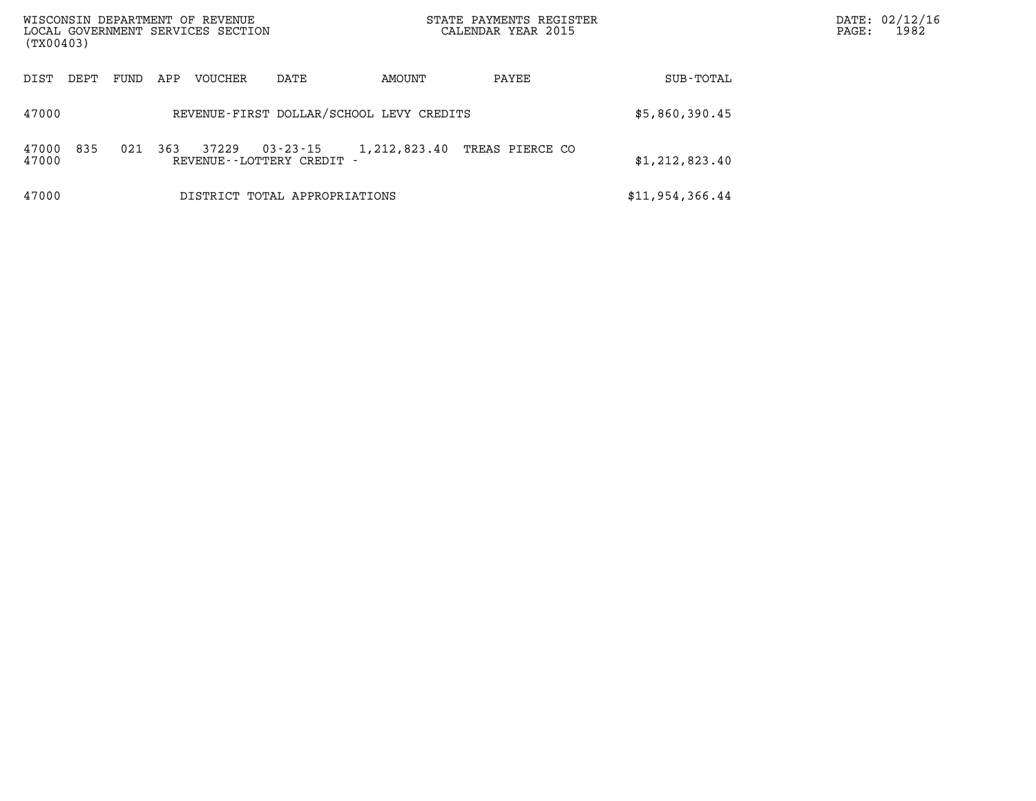WISCONSIN DEPARTMENT OF REVENUE
LOCAL GOVERNMENT SERVICES SECTION
(TX00403)

STATE PAYMENTS REGISTER
CALENDAR YEAR 2015

DATE: 02/12/16
PAGE: 1982

| DIST | DEPT | FUND | APP | VOUCHER | DATE | AMOUNT | PAYEE | SUB-TOTAL |
|---|---|---|---|---|---|---|---|---|
| 47000 | | | | REVENUE-FIRST DOLLAR/SCHOOL LEVY CREDITS | | | | $5,860,390.45 |
| 47000 | 835 | 021 | 363 | 37229 | 03-23-15 | 1,212,823.40 | TREAS PIERCE CO | |
| 47000 | | | | REVENUE--LOTTERY CREDIT - | | | | $1,212,823.40 |
| 47000 | | | | DISTRICT TOTAL APPROPRIATIONS | | | | $11,954,366.44 |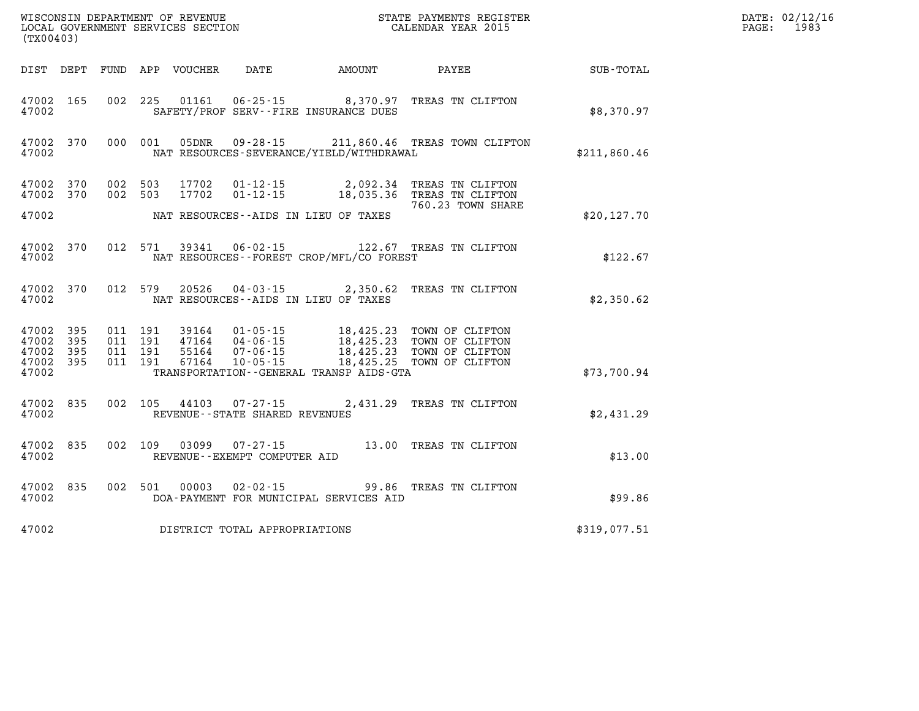WISCONSIN DEPARTMENT OF REVENUE
LOCAL GOVERNMENT SERVICES SECTION
(TX00403)

STATE PAYMENTS REGISTER
CALENDAR YEAR 2015

DATE: 02/12/16
PAGE: 1983

| DIST | DEPT | FUND | APP | VOUCHER | DATE | AMOUNT | PAYEE | SUB-TOTAL |
|---|---|---|---|---|---|---|---|---|
| 47002 | 165 | 002 | 225 | 01161 | 06-25-15 | 8,370.97 | TREAS TN CLIFTON | |
| 47002 | | | | SAFETY/PROF SERV--FIRE INSURANCE DUES | | | | $8,370.97 |
| 47002 | 370 | 000 | 001 | 05DNR | 09-28-15 | 211,860.46 | TREAS TOWN CLIFTON | |
| 47002 | | | | NAT RESOURCES-SEVERANCE/YIELD/WITHDRAWAL | | | | $211,860.46 |
| 47002 | 370 | 002 | 503 | 17702 | 01-12-15 | 2,092.34 | TREAS TN CLIFTON | |
| 47002 | 370 | 002 | 503 | 17702 | 01-12-15 | 18,035.36 | TREAS TN CLIFTON 760.23 TOWN SHARE | |
| 47002 | | | | NAT RESOURCES--AIDS IN LIEU OF TAXES | | | | $20,127.70 |
| 47002 | 370 | 012 | 571 | 39341 | 06-02-15 | 122.67 | TREAS TN CLIFTON | |
| 47002 | | | | NAT RESOURCES--FOREST CROP/MFL/CO FOREST | | | | $122.67 |
| 47002 | 370 | 012 | 579 | 20526 | 04-03-15 | 2,350.62 | TREAS TN CLIFTON | |
| 47002 | | | | NAT RESOURCES--AIDS IN LIEU OF TAXES | | | | $2,350.62 |
| 47002 | 395 | 011 | 191 | 39164 | 01-05-15 | 18,425.23 | TOWN OF CLIFTON | |
| 47002 | 395 | 011 | 191 | 47164 | 04-06-15 | 18,425.23 | TOWN OF CLIFTON | |
| 47002 | 395 | 011 | 191 | 55164 | 07-06-15 | 18,425.23 | TOWN OF CLIFTON | |
| 47002 | 395 | 011 | 191 | 67164 | 10-05-15 | 18,425.25 | TOWN OF CLIFTON | |
| 47002 | | | | TRANSPORTATION--GENERAL TRANSP AIDS-GTA | | | | $73,700.94 |
| 47002 | 835 | 002 | 105 | 44103 | 07-27-15 | 2,431.29 | TREAS TN CLIFTON | |
| 47002 | | | | REVENUE--STATE SHARED REVENUES | | | | $2,431.29 |
| 47002 | 835 | 002 | 109 | 03099 | 07-27-15 | 13.00 | TREAS TN CLIFTON | |
| 47002 | | | | REVENUE--EXEMPT COMPUTER AID | | | | $13.00 |
| 47002 | 835 | 002 | 501 | 00003 | 02-02-15 | 99.86 | TREAS TN CLIFTON | |
| 47002 | | | | DOA-PAYMENT FOR MUNICIPAL SERVICES AID | | | | $99.86 |
| 47002 | | | | DISTRICT TOTAL APPROPRIATIONS | | | | $319,077.51 |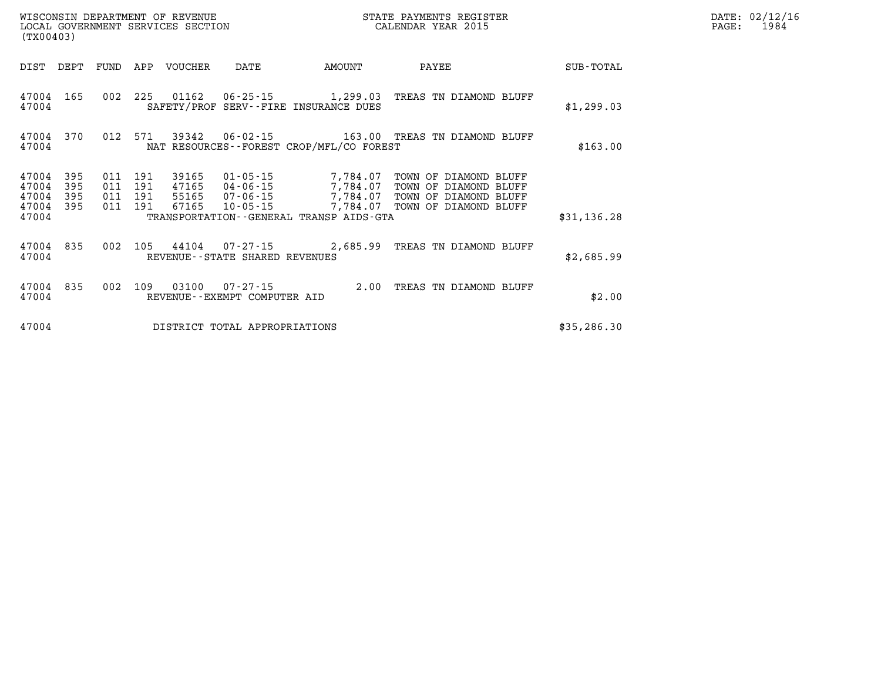WISCONSIN DEPARTMENT OF REVENUE
LOCAL GOVERNMENT SERVICES SECTION
(TX00403)

STATE PAYMENTS REGISTER
CALENDAR YEAR 2015

DATE: 02/12/16
PAGE: 1984

| DIST | DEPT | FUND | APP | VOUCHER | DATE | AMOUNT | PAYEE | SUB-TOTAL |
|---|---|---|---|---|---|---|---|---|
| 47004 | 165 | 002 | 225 | 01162 | 06-25-15 | 1,299.03 | TREAS TN DIAMOND BLUFF | |
| 47004 | | | | SAFETY/PROF SERV--FIRE INSURANCE DUES | | | | $1,299.03 |
| 47004 | 370 | 012 | 571 | 39342 | 06-02-15 | 163.00 | TREAS TN DIAMOND BLUFF | |
| 47004 | | | | NAT RESOURCES--FOREST CROP/MFL/CO FOREST | | | | $163.00 |
| 47004 | 395 | 011 | 191 | 39165 | 01-05-15 | 7,784.07 | TOWN OF DIAMOND BLUFF | |
| 47004 | 395 | 011 | 191 | 47165 | 04-06-15 | 7,784.07 | TOWN OF DIAMOND BLUFF | |
| 47004 | 395 | 011 | 191 | 55165 | 07-06-15 | 7,784.07 | TOWN OF DIAMOND BLUFF | |
| 47004 | 395 | 011 | 191 | 67165 | 10-05-15 | 7,784.07 | TOWN OF DIAMOND BLUFF | |
| 47004 | | | | TRANSPORTATION--GENERAL TRANSP AIDS-GTA | | | | $31,136.28 |
| 47004 | 835 | 002 | 105 | 44104 | 07-27-15 | 2,685.99 | TREAS TN DIAMOND BLUFF | |
| 47004 | | | | REVENUE--STATE SHARED REVENUES | | | | $2,685.99 |
| 47004 | 835 | 002 | 109 | 03100 | 07-27-15 | 2.00 | TREAS TN DIAMOND BLUFF | |
| 47004 | | | | REVENUE--EXEMPT COMPUTER AID | | | | $2.00 |
| 47004 | | | | DISTRICT TOTAL APPROPRIATIONS | | | | $35,286.30 |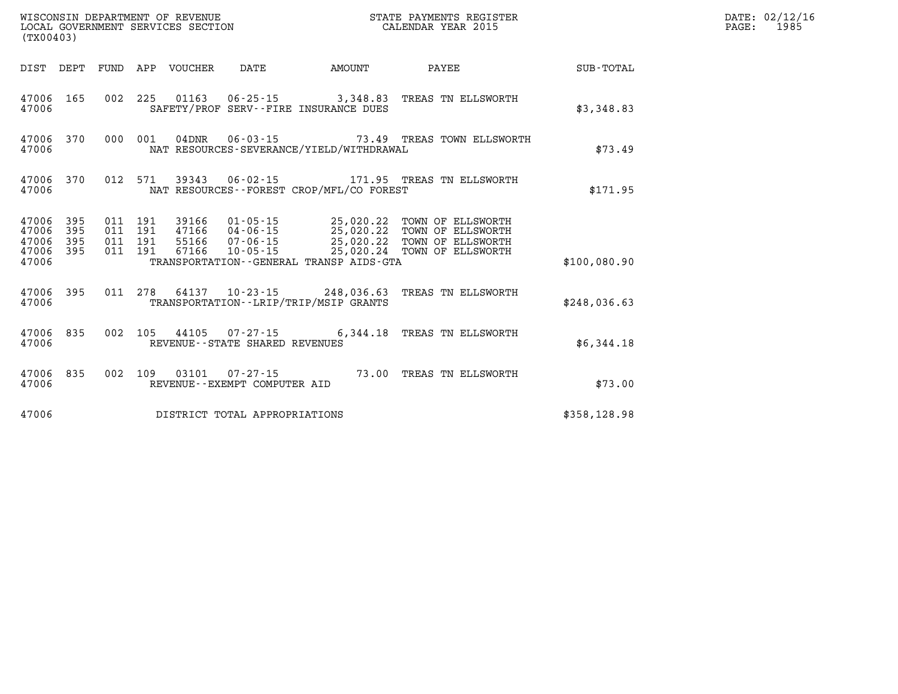WISCONSIN DEPARTMENT OF REVENUE
LOCAL GOVERNMENT SERVICES SECTION
(TX00403)

STATE PAYMENTS REGISTER
CALENDAR YEAR 2015

DATE: 02/12/16
PAGE: 1985

| DIST | DEPT | FUND | APP | VOUCHER | DATE | AMOUNT | PAYEE | SUB-TOTAL |
|---|---|---|---|---|---|---|---|---|
| 47006 | 165 | 002 | 225 | 01163 | 06-25-15 | 3,348.83 | TREAS TN ELLSWORTH | |
| 47006 | | | | | SAFETY/PROF SERV--FIRE INSURANCE DUES | | | $3,348.83 |
| 47006 | 370 | 000 | 001 | 04DNR | 06-03-15 | 73.49 | TREAS TOWN ELLSWORTH | |
| 47006 | | | | | NAT RESOURCES-SEVERANCE/YIELD/WITHDRAWAL | | | $73.49 |
| 47006 | 370 | 012 | 571 | 39343 | 06-02-15 | 171.95 | TREAS TN ELLSWORTH | |
| 47006 | | | | | NAT RESOURCES--FOREST CROP/MFL/CO FOREST | | | $171.95 |
| 47006 | 395 | 011 | 191 | 39166 | 01-05-15 | 25,020.22 | TOWN OF ELLSWORTH | |
| 47006 | 395 | 011 | 191 | 47166 | 04-06-15 | 25,020.22 | TOWN OF ELLSWORTH | |
| 47006 | 395 | 011 | 191 | 55166 | 07-06-15 | 25,020.22 | TOWN OF ELLSWORTH | |
| 47006 | 395 | 011 | 191 | 67166 | 10-05-15 | 25,020.24 | TOWN OF ELLSWORTH | |
| 47006 | | | | | TRANSPORTATION--GENERAL TRANSP AIDS-GTA | | | $100,080.90 |
| 47006 | 395 | 011 | 278 | 64137 | 10-23-15 | 248,036.63 | TREAS TN ELLSWORTH | |
| 47006 | | | | | TRANSPORTATION--LRIP/TRIP/MSIP GRANTS | | | $248,036.63 |
| 47006 | 835 | 002 | 105 | 44105 | 07-27-15 | 6,344.18 | TREAS TN ELLSWORTH | |
| 47006 | | | | | REVENUE--STATE SHARED REVENUES | | | $6,344.18 |
| 47006 | 835 | 002 | 109 | 03101 | 07-27-15 | 73.00 | TREAS TN ELLSWORTH | |
| 47006 | | | | | REVENUE--EXEMPT COMPUTER AID | | | $73.00 |
| 47006 | | | | | DISTRICT TOTAL APPROPRIATIONS | | | $358,128.98 |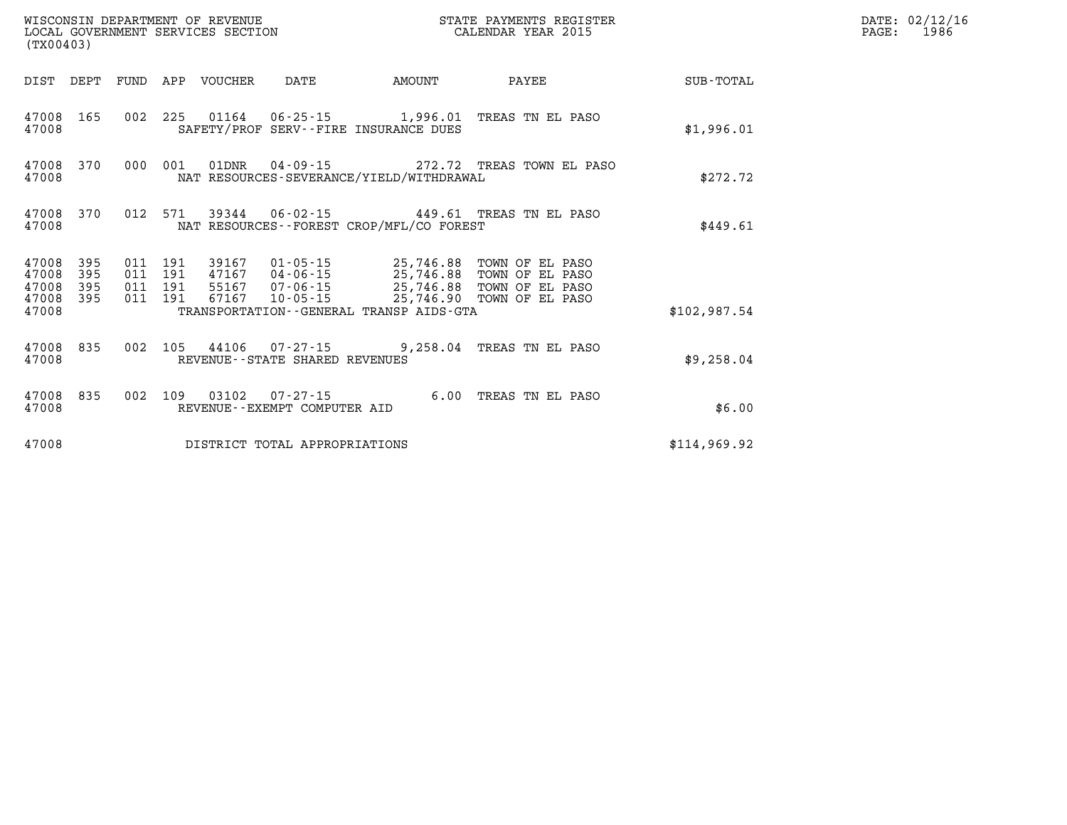WISCONSIN DEPARTMENT OF REVENUE
LOCAL GOVERNMENT SERVICES SECTION
(TX00403)

STATE PAYMENTS REGISTER
CALENDAR YEAR 2015

DATE: 02/12/16

| DIST | DEPT | FUND | APP | VOUCHER | DATE | AMOUNT | PAYEE | SUB-TOTAL |
|---|---|---|---|---|---|---|---|---|
| 47008 | 165 | 002 | 225 | 01164 | 06-25-15 | 1,996.01 | TREAS TN EL PASO | |
| 47008 | | | | SAFETY/PROF SERV--FIRE INSURANCE DUES | | | | $1,996.01 |
| 47008 | 370 | 000 | 001 | 01DNR | 04-09-15 | 272.72 | TREAS TOWN EL PASO | |
| 47008 | | | | NAT RESOURCES-SEVERANCE/YIELD/WITHDRAWAL | | | | $272.72 |
| 47008 | 370 | 012 | 571 | 39344 | 06-02-15 | 449.61 | TREAS TN EL PASO | |
| 47008 | | | | NAT RESOURCES--FOREST CROP/MFL/CO FOREST | | | | $449.61 |
| 47008 | 395 | 011 | 191 | 39167 | 01-05-15 | 25,746.88 | TOWN OF EL PASO | |
| 47008 | 395 | 011 | 191 | 47167 | 04-06-15 | 25,746.88 | TOWN OF EL PASO | |
| 47008 | 395 | 011 | 191 | 55167 | 07-06-15 | 25,746.88 | TOWN OF EL PASO | |
| 47008 | 395 | 011 | 191 | 67167 | 10-05-15 | 25,746.90 | TOWN OF EL PASO | |
| 47008 | | | | TRANSPORTATION--GENERAL TRANSP AIDS-GTA | | | | $102,987.54 |
| 47008 | 835 | 002 | 105 | 44106 | 07-27-15 | 9,258.04 | TREAS TN EL PASO | |
| 47008 | | | | REVENUE--STATE SHARED REVENUES | | | | $9,258.04 |
| 47008 | 835 | 002 | 109 | 03102 | 07-27-15 | 6.00 | TREAS TN EL PASO | |
| 47008 | | | | REVENUE--EXEMPT COMPUTER AID | | | | $6.00 |
| 47008 | | | | DISTRICT TOTAL APPROPRIATIONS | | | | $114,969.92 |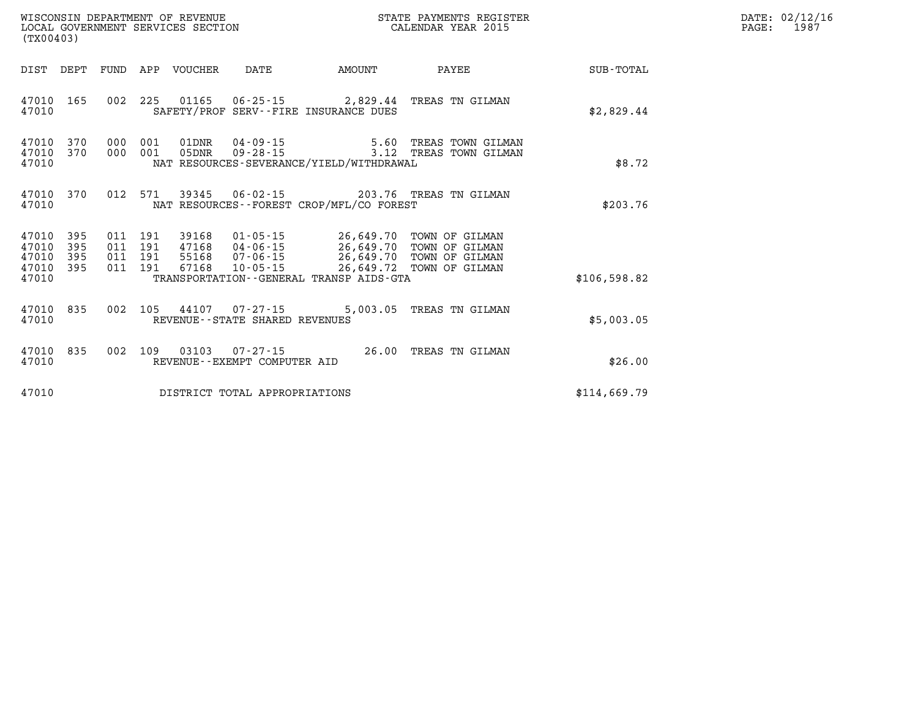WISCONSIN DEPARTMENT OF REVENUE
LOCAL GOVERNMENT SERVICES SECTION
(TX00403)

STATE PAYMENTS REGISTER
CALENDAR YEAR 2015

DATE: 02/12/16

| DIST | DEPT | FUND | APP | VOUCHER | DATE | AMOUNT | PAYEE | SUB-TOTAL |
|---|---|---|---|---|---|---|---|---|
| 47010 | 165 | 002 | 225 | 01165 | 06-25-15 | 2,829.44 | TREAS TN GILMAN | |
| 47010 | | | | SAFETY/PROF SERV--FIRE INSURANCE DUES | | | | $2,829.44 |
| 47010 | 370 | 000 | 001 | 01DNR | 04-09-15 | 5.60 | TREAS TOWN GILMAN | |
| 47010 | 370 | 000 | 001 | 05DNR | 09-28-15 | 3.12 | TREAS TOWN GILMAN | |
| 47010 | | | | NAT RESOURCES-SEVERANCE/YIELD/WITHDRAWAL | | | | $8.72 |
| 47010 | 370 | 012 | 571 | 39345 | 06-02-15 | 203.76 | TREAS TN GILMAN | |
| 47010 | | | | NAT RESOURCES--FOREST CROP/MFL/CO FOREST | | | | $203.76 |
| 47010 | 395 | 011 | 191 | 39168 | 01-05-15 | 26,649.70 | TOWN OF GILMAN | |
| 47010 | 395 | 011 | 191 | 47168 | 04-06-15 | 26,649.70 | TOWN OF GILMAN | |
| 47010 | 395 | 011 | 191 | 55168 | 07-06-15 | 26,649.70 | TOWN OF GILMAN | |
| 47010 | 395 | 011 | 191 | 67168 | 10-05-15 | 26,649.72 | TOWN OF GILMAN | |
| 47010 | | | | TRANSPORTATION--GENERAL TRANSP AIDS-GTA | | | | $106,598.82 |
| 47010 | 835 | 002 | 105 | 44107 | 07-27-15 | 5,003.05 | TREAS TN GILMAN | |
| 47010 | | | | REVENUE--STATE SHARED REVENUES | | | | $5,003.05 |
| 47010 | 835 | 002 | 109 | 03103 | 07-27-15 | 26.00 | TREAS TN GILMAN | |
| 47010 | | | | REVENUE--EXEMPT COMPUTER AID | | | | $26.00 |
| 47010 | | | | DISTRICT TOTAL APPROPRIATIONS | | | | $114,669.79 |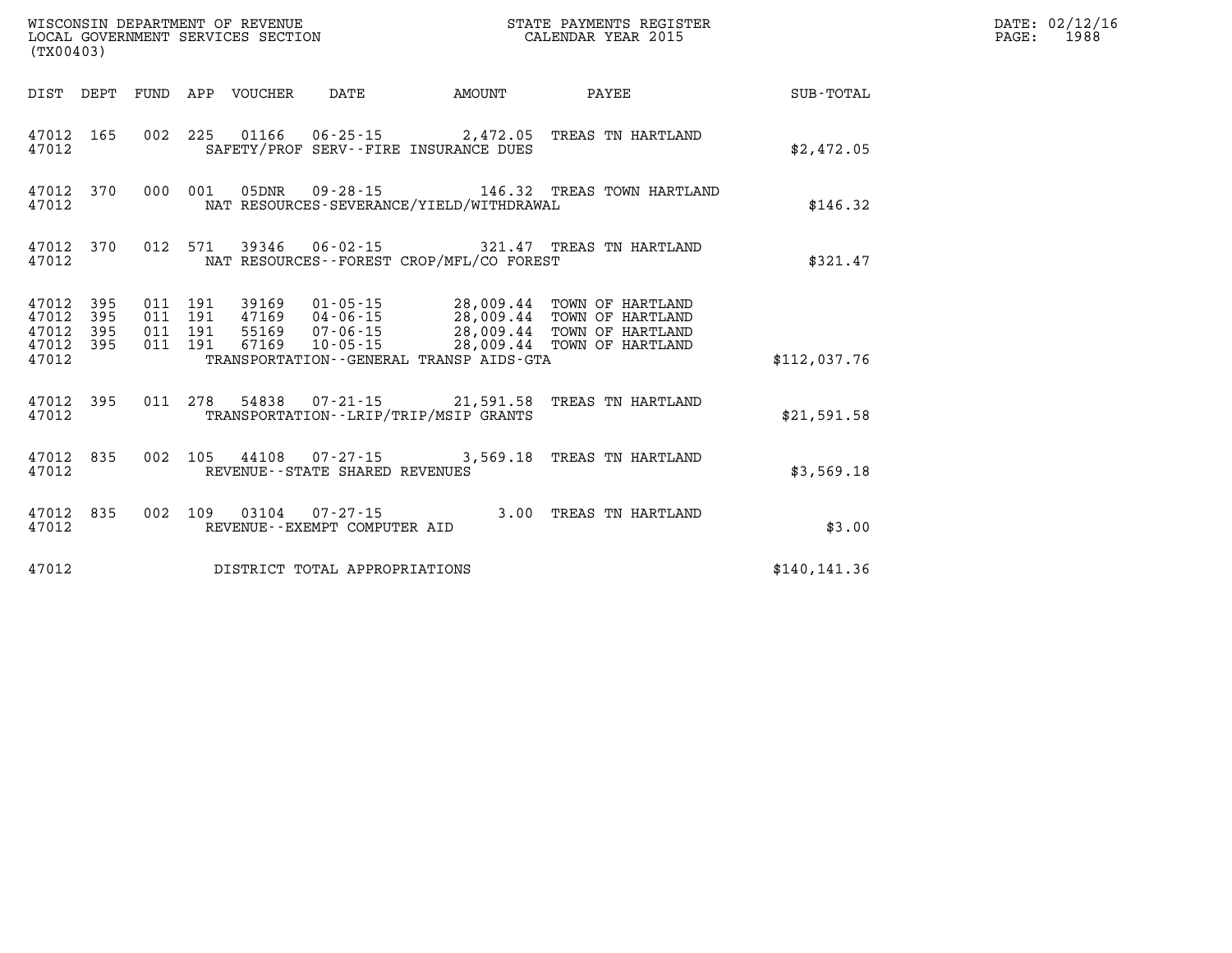WISCONSIN DEPARTMENT OF REVENUE
LOCAL GOVERNMENT SERVICES SECTION
(TX00403)

STATE PAYMENTS REGISTER
CALENDAR YEAR 2015

DATE: 02/12/16
PAGE: 1988

| DIST | DEPT | FUND | APP | VOUCHER | DATE | AMOUNT | PAYEE | SUB-TOTAL |
|---|---|---|---|---|---|---|---|---|
| 47012 | 165 | 002 | 225 | 01166 | 06-25-15 | 2,472.05 | TREAS TN HARTLAND | |
| 47012 | | | | SAFETY/PROF SERV--FIRE INSURANCE DUES | | | | $2,472.05 |
| 47012 | 370 | 000 | 001 | 05DNR | 09-28-15 | 146.32 | TREAS TOWN HARTLAND | |
| 47012 | | | | NAT RESOURCES-SEVERANCE/YIELD/WITHDRAWAL | | | | $146.32 |
| 47012 | 370 | 012 | 571 | 39346 | 06-02-15 | 321.47 | TREAS TN HARTLAND | |
| 47012 | | | | NAT RESOURCES--FOREST CROP/MFL/CO FOREST | | | | $321.47 |
| 47012 | 395 | 011 | 191 | 39169 | 01-05-15 | 28,009.44 | TOWN OF HARTLAND | |
| 47012 | 395 | 011 | 191 | 47169 | 04-06-15 | 28,009.44 | TOWN OF HARTLAND | |
| 47012 | 395 | 011 | 191 | 55169 | 07-06-15 | 28,009.44 | TOWN OF HARTLAND | |
| 47012 | 395 | 011 | 191 | 67169 | 10-05-15 | 28,009.44 | TOWN OF HARTLAND | |
| 47012 | | | | TRANSPORTATION--GENERAL TRANSP AIDS-GTA | | | | $112,037.76 |
| 47012 | 395 | 011 | 278 | 54838 | 07-21-15 | 21,591.58 | TREAS TN HARTLAND | |
| 47012 | | | | TRANSPORTATION--LRIP/TRIP/MSIP GRANTS | | | | $21,591.58 |
| 47012 | 835 | 002 | 105 | 44108 | 07-27-15 | 3,569.18 | TREAS TN HARTLAND | |
| 47012 | | | | REVENUE--STATE SHARED REVENUES | | | | $3,569.18 |
| 47012 | 835 | 002 | 109 | 03104 | 07-27-15 | 3.00 | TREAS TN HARTLAND | |
| 47012 | | | | REVENUE--EXEMPT COMPUTER AID | | | | $3.00 |
| 47012 | | | | DISTRICT TOTAL APPROPRIATIONS | | | | $140,141.36 |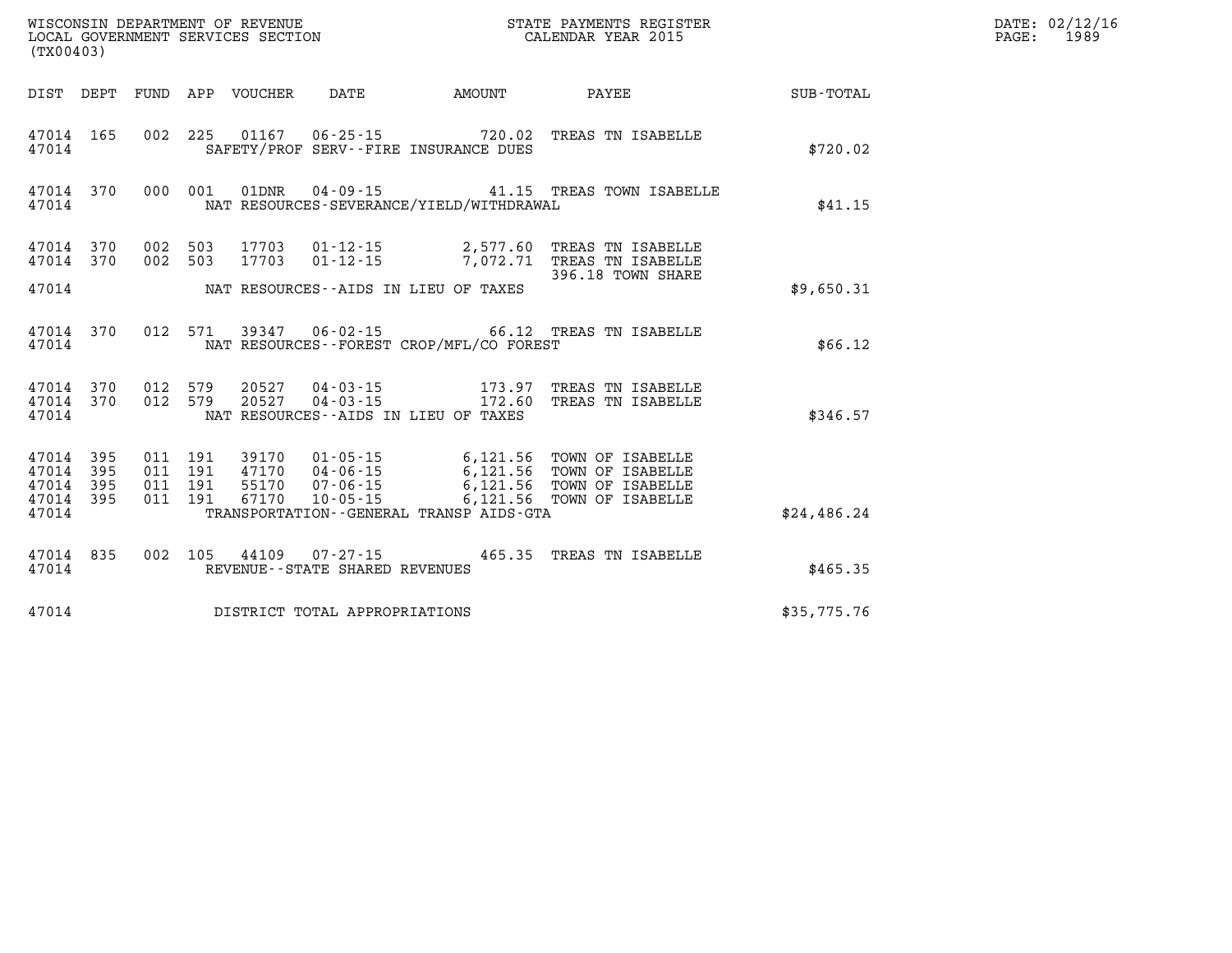WISCONSIN DEPARTMENT OF REVENUE
LOCAL GOVERNMENT SERVICES SECTION
(TX00403)

STATE PAYMENTS REGISTER
CALENDAR YEAR 2015

DATE: 02/12/16
PAGE: 1989

| DIST | DEPT | FUND | APP | VOUCHER | DATE | AMOUNT | PAYEE | SUB-TOTAL |
|---|---|---|---|---|---|---|---|---|
| 47014 | 165 | 002 | 225 | 01167 | 06-25-15 | 720.02 | TREAS TN ISABELLE | |
| 47014 | | | | | SAFETY/PROF SERV--FIRE INSURANCE DUES | | | $720.02 |
| 47014 | 370 | 000 | 001 | 01DNR | 04-09-15 | 41.15 | TREAS TOWN ISABELLE | |
| 47014 | | | | | NAT RESOURCES-SEVERANCE/YIELD/WITHDRAWAL | | | $41.15 |
| 47014 | 370 | 002 | 503 | 17703 | 01-12-15 | 2,577.60 | TREAS TN ISABELLE | |
| 47014 | 370 | 002 | 503 | 17703 | 01-12-15 | 7,072.71 | TREAS TN ISABELLE 396.18 TOWN SHARE | |
| 47014 | | | | | NAT RESOURCES--AIDS IN LIEU OF TAXES | | | $9,650.31 |
| 47014 | 370 | 012 | 571 | 39347 | 06-02-15 | 66.12 | TREAS TN ISABELLE | |
| 47014 | | | | | NAT RESOURCES--FOREST CROP/MFL/CO FOREST | | | $66.12 |
| 47014 | 370 | 012 | 579 | 20527 | 04-03-15 | 173.97 | TREAS TN ISABELLE | |
| 47014 | 370 | 012 | 579 | 20527 | 04-03-15 | 172.60 | TREAS TN ISABELLE | |
| 47014 | | | | | NAT RESOURCES--AIDS IN LIEU OF TAXES | | | $346.57 |
| 47014 | 395 | 011 | 191 | 39170 | 01-05-15 | 6,121.56 | TOWN OF ISABELLE | |
| 47014 | 395 | 011 | 191 | 47170 | 04-06-15 | 6,121.56 | TOWN OF ISABELLE | |
| 47014 | 395 | 011 | 191 | 55170 | 07-06-15 | 6,121.56 | TOWN OF ISABELLE | |
| 47014 | 395 | 011 | 191 | 67170 | 10-05-15 | 6,121.56 | TOWN OF ISABELLE | |
| 47014 | | | | | TRANSPORTATION--GENERAL TRANSP AIDS-GTA | | | $24,486.24 |
| 47014 | 835 | 002 | 105 | 44109 | 07-27-15 | 465.35 | TREAS TN ISABELLE | |
| 47014 | | | | | REVENUE--STATE SHARED REVENUES | | | $465.35 |
| 47014 | | | | | DISTRICT TOTAL APPROPRIATIONS | | | $35,775.76 |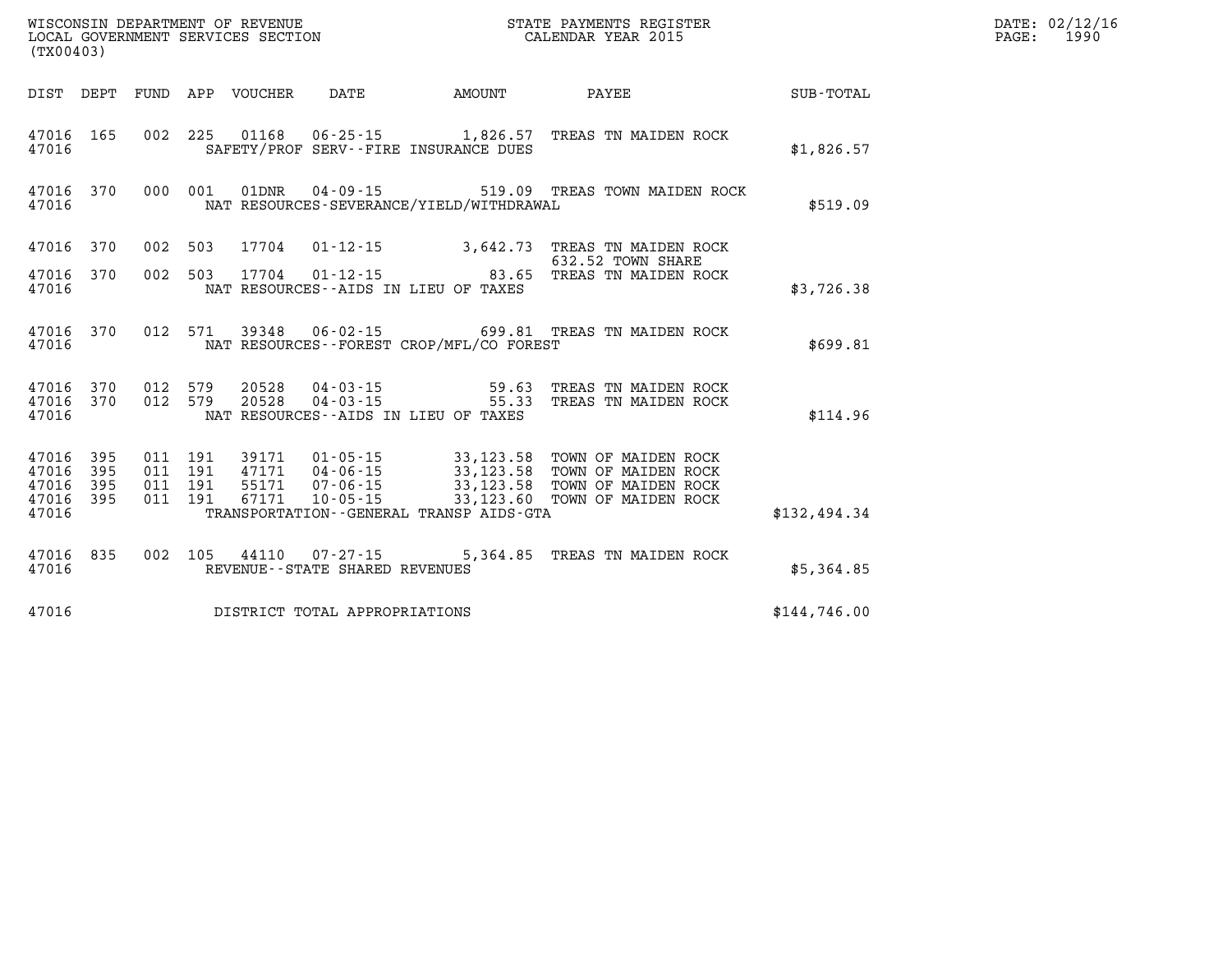WISCONSIN DEPARTMENT OF REVENUE
LOCAL GOVERNMENT SERVICES SECTION
(TX00403)

STATE PAYMENTS REGISTER
CALENDAR YEAR 2015

DATE: 02/12/16
PAGE: 1990

| DIST | DEPT | FUND | APP | VOUCHER | DATE | AMOUNT | PAYEE | SUB-TOTAL |
|---|---|---|---|---|---|---|---|---|
| 47016 | 165 | 002 | 225 | 01168 | 06-25-15 | 1,826.57 | TREAS TN MAIDEN ROCK | |
| 47016 | | | | | SAFETY/PROF SERV--FIRE INSURANCE DUES | | | $1,826.57 |
| 47016 | 370 | 000 | 001 | 01DNR | 04-09-15 | 519.09 | TREAS TOWN MAIDEN ROCK | |
| 47016 | | | | | NAT RESOURCES-SEVERANCE/YIELD/WITHDRAWAL | | | $519.09 |
| 47016 | 370 | 002 | 503 | 17704 | 01-12-15 | 3,642.73 | TREAS TN MAIDEN ROCK 632.52 TOWN SHARE | |
| 47016 | 370 | 002 | 503 | 17704 | 01-12-15 | 83.65 | TREAS TN MAIDEN ROCK | |
| 47016 | | | | | NAT RESOURCES--AIDS IN LIEU OF TAXES | | | $3,726.38 |
| 47016 | 370 | 012 | 571 | 39348 | 06-02-15 | 699.81 | TREAS TN MAIDEN ROCK | |
| 47016 | | | | | NAT RESOURCES--FOREST CROP/MFL/CO FOREST | | | $699.81 |
| 47016 | 370 | 012 | 579 | 20528 | 04-03-15 | 59.63 | TREAS TN MAIDEN ROCK | |
| 47016 | 370 | 012 | 579 | 20528 | 04-03-15 | 55.33 | TREAS TN MAIDEN ROCK | |
| 47016 | | | | | NAT RESOURCES--AIDS IN LIEU OF TAXES | | | $114.96 |
| 47016 | 395 | 011 | 191 | 39171 | 01-05-15 | 33,123.58 | TOWN OF MAIDEN ROCK | |
| 47016 | 395 | 011 | 191 | 47171 | 04-06-15 | 33,123.58 | TOWN OF MAIDEN ROCK | |
| 47016 | 395 | 011 | 191 | 55171 | 07-06-15 | 33,123.58 | TOWN OF MAIDEN ROCK | |
| 47016 | 395 | 011 | 191 | 67171 | 10-05-15 | 33,123.60 | TOWN OF MAIDEN ROCK | |
| 47016 | | | | | TRANSPORTATION--GENERAL TRANSP AIDS-GTA | | | $132,494.34 |
| 47016 | 835 | 002 | 105 | 44110 | 07-27-15 | 5,364.85 | TREAS TN MAIDEN ROCK | |
| 47016 | | | | | REVENUE--STATE SHARED REVENUES | | | $5,364.85 |
| 47016 | | | | | DISTRICT TOTAL APPROPRIATIONS | | | $144,746.00 |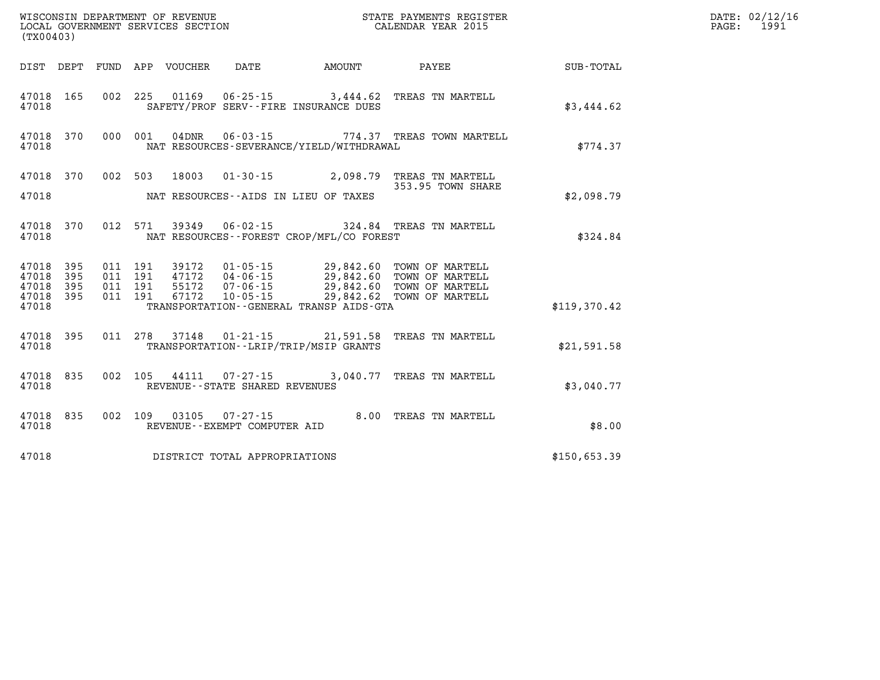WISCONSIN DEPARTMENT OF REVENUE
LOCAL GOVERNMENT SERVICES SECTION
(TX00403)

STATE PAYMENTS REGISTER
CALENDAR YEAR 2015

DATE: 02/12/16
PAGE: 1991

| DIST | DEPT | FUND | APP | VOUCHER | DATE | AMOUNT | PAYEE | SUB-TOTAL |
|---|---|---|---|---|---|---|---|---|
| 47018 | 165 | 002 | 225 | 01169 | 06-25-15 | 3,444.62 | TREAS TN MARTELL | |
| 47018 | | | | | SAFETY/PROF SERV--FIRE INSURANCE DUES | | | $3,444.62 |
| 47018 | 370 | 000 | 001 | 04DNR | 06-03-15 | 774.37 | TREAS TOWN MARTELL | |
| 47018 | | | | | NAT RESOURCES-SEVERANCE/YIELD/WITHDRAWAL | | | $774.37 |
| 47018 | 370 | 002 | 503 | 18003 | 01-30-15 | 2,098.79 | TREAS TN MARTELL | |
| | | | | | | | 353.95 TOWN SHARE | |
| 47018 | | | | | NAT RESOURCES--AIDS IN LIEU OF TAXES | | | $2,098.79 |
| 47018 | 370 | 012 | 571 | 39349 | 06-02-15 | 324.84 | TREAS TN MARTELL | |
| 47018 | | | | | NAT RESOURCES--FOREST CROP/MFL/CO FOREST | | | $324.84 |
| 47018 | 395 | 011 | 191 | 39172 | 01-05-15 | 29,842.60 | TOWN OF MARTELL | |
| 47018 | 395 | 011 | 191 | 47172 | 04-06-15 | 29,842.60 | TOWN OF MARTELL | |
| 47018 | 395 | 011 | 191 | 55172 | 07-06-15 | 29,842.60 | TOWN OF MARTELL | |
| 47018 | 395 | 011 | 191 | 67172 | 10-05-15 | 29,842.62 | TOWN OF MARTELL | |
| 47018 | | | | | TRANSPORTATION--GENERAL TRANSP AIDS-GTA | | | $119,370.42 |
| 47018 | 395 | 011 | 278 | 37148 | 01-21-15 | 21,591.58 | TREAS TN MARTELL | |
| 47018 | | | | | TRANSPORTATION--LRIP/TRIP/MSIP GRANTS | | | $21,591.58 |
| 47018 | 835 | 002 | 105 | 44111 | 07-27-15 | 3,040.77 | TREAS TN MARTELL | |
| 47018 | | | | | REVENUE--STATE SHARED REVENUES | | | $3,040.77 |
| 47018 | 835 | 002 | 109 | 03105 | 07-27-15 | 8.00 | TREAS TN MARTELL | |
| 47018 | | | | | REVENUE--EXEMPT COMPUTER AID | | | $8.00 |
| 47018 | | | | | DISTRICT TOTAL APPROPRIATIONS | | | $150,653.39 |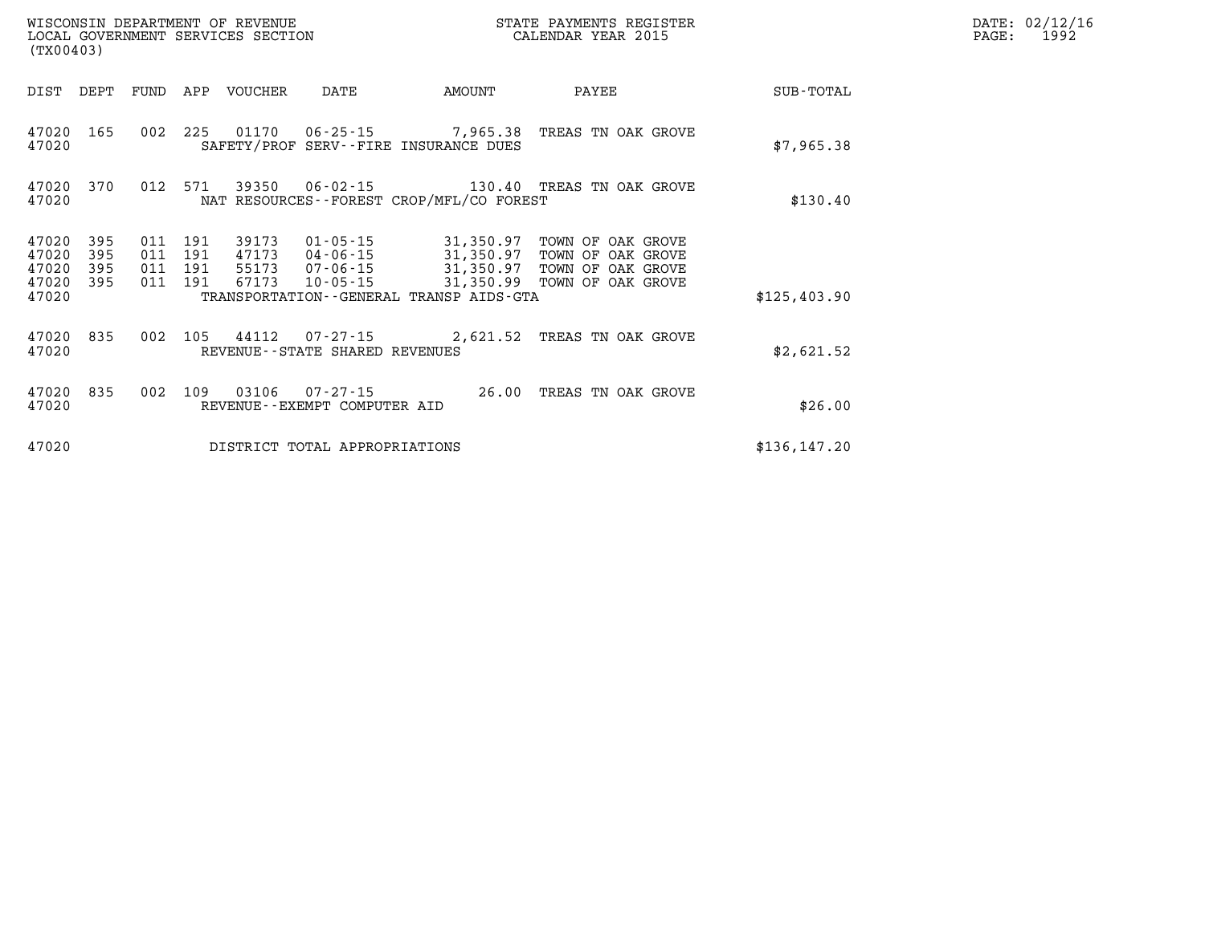WISCONSIN DEPARTMENT OF REVENUE
LOCAL GOVERNMENT SERVICES SECTION
(TX00403)

STATE PAYMENTS REGISTER
CALENDAR YEAR 2015

DATE: 02/12/16
PAGE: 1992

| DIST | DEPT | FUND | APP | VOUCHER | DATE | AMOUNT | PAYEE | SUB-TOTAL |
|---|---|---|---|---|---|---|---|---|
| 47020 | 165 | 002 | 225 | 01170 | 06-25-15 | 7,965.38 | TREAS TN OAK GROVE | |
| 47020 | | | | SAFETY/PROF SERV--FIRE INSURANCE DUES | | | | $7,965.38 |
| 47020 | 370 | 012 | 571 | 39350 | 06-02-15 | 130.40 | TREAS TN OAK GROVE | |
| 47020 | | | | NAT RESOURCES--FOREST CROP/MFL/CO FOREST | | | | $130.40 |
| 47020 | 395 | 011 | 191 | 39173 | 01-05-15 | 31,350.97 | TOWN OF OAK GROVE | |
| 47020 | 395 | 011 | 191 | 47173 | 04-06-15 | 31,350.97 | TOWN OF OAK GROVE | |
| 47020 | 395 | 011 | 191 | 55173 | 07-06-15 | 31,350.97 | TOWN OF OAK GROVE | |
| 47020 | 395 | 011 | 191 | 67173 | 10-05-15 | 31,350.99 | TOWN OF OAK GROVE | |
| 47020 | | | | TRANSPORTATION--GENERAL TRANSP AIDS-GTA | | | | $125,403.90 |
| 47020 | 835 | 002 | 105 | 44112 | 07-27-15 | 2,621.52 | TREAS TN OAK GROVE | |
| 47020 | | | | REVENUE--STATE SHARED REVENUES | | | | $2,621.52 |
| 47020 | 835 | 002 | 109 | 03106 | 07-27-15 | 26.00 | TREAS TN OAK GROVE | |
| 47020 | | | | REVENUE--EXEMPT COMPUTER AID | | | | $26.00 |
| 47020 | | | | DISTRICT TOTAL APPROPRIATIONS | | | | $136,147.20 |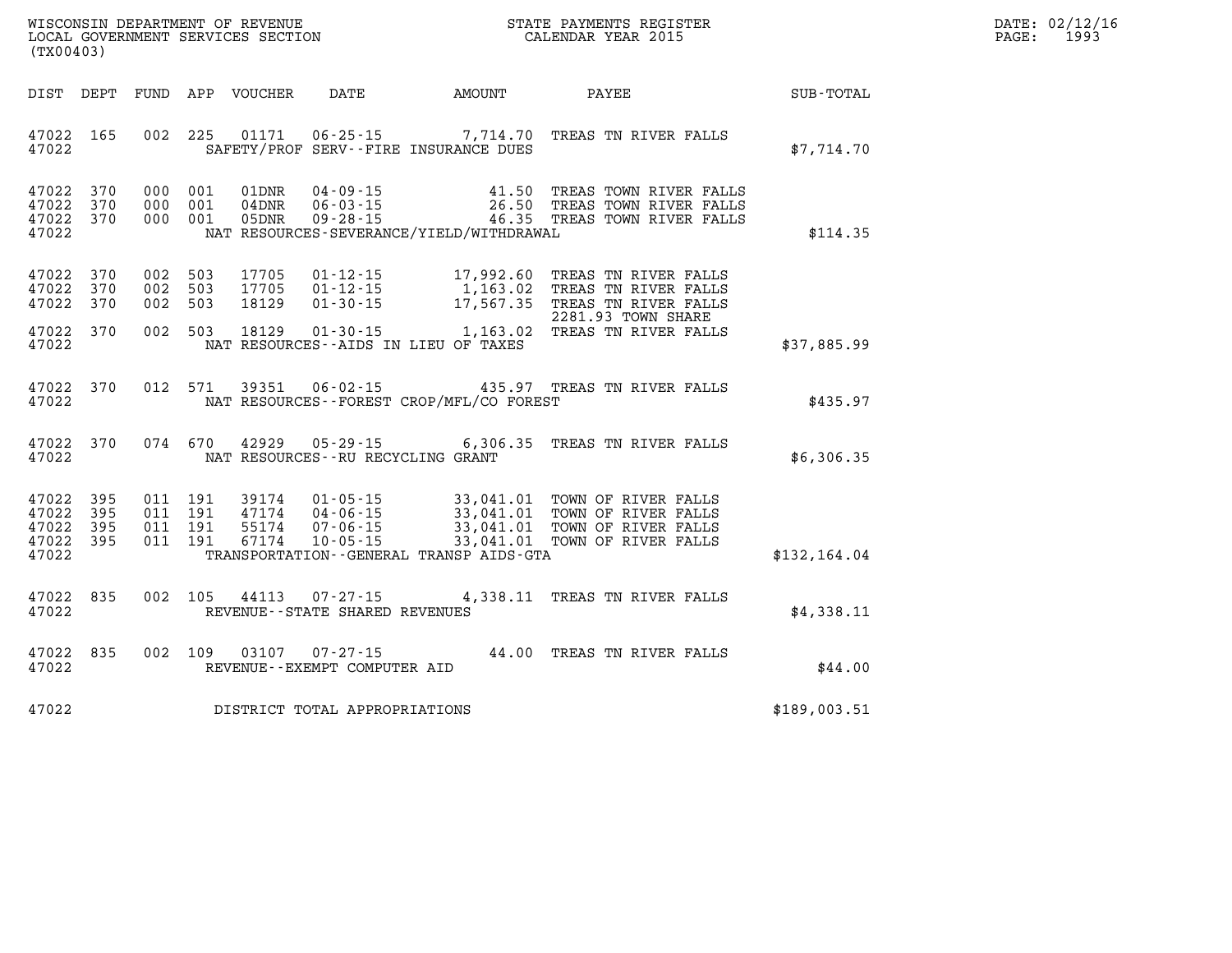WISCONSIN DEPARTMENT OF REVENUE
LOCAL GOVERNMENT SERVICES SECTION
(TX00403)

STATE PAYMENTS REGISTER
CALENDAR YEAR 2015

DATE: 02/12/16
PAGE: 1993

| DIST | DEPT | FUND | APP | VOUCHER | DATE | AMOUNT | PAYEE | SUB-TOTAL |
|---|---|---|---|---|---|---|---|---|
| 47022 | 165 | 002 | 225 | 01171 | 06-25-15 | 7,714.70 | TREAS TN RIVER FALLS | |
| 47022 | | | | | SAFETY/PROF SERV--FIRE INSURANCE DUES | | | $7,714.70 |
| 47022 | 370 | 000 | 001 | 01DNR | 04-09-15 | 41.50 | TREAS TOWN RIVER FALLS | |
| 47022 | 370 | 000 | 001 | 04DNR | 06-03-15 | 26.50 | TREAS TOWN RIVER FALLS | |
| 47022 | 370 | 000 | 001 | 05DNR | 09-28-15 | 46.35 | TREAS TOWN RIVER FALLS | |
| 47022 | | | | | NAT RESOURCES-SEVERANCE/YIELD/WITHDRAWAL | | | $114.35 |
| 47022 | 370 | 002 | 503 | 17705 | 01-12-15 | 17,992.60 | TREAS TN RIVER FALLS | |
| 47022 | 370 | 002 | 503 | 17705 | 01-12-15 | 1,163.02 | TREAS TN RIVER FALLS | |
| 47022 | 370 | 002 | 503 | 18129 | 01-30-15 | 17,567.35 | TREAS TN RIVER FALLS 2281.93 TOWN SHARE | |
| 47022 | 370 | 002 | 503 | 18129 | 01-30-15 | 1,163.02 | TREAS TN RIVER FALLS | |
| 47022 | | | | | NAT RESOURCES--AIDS IN LIEU OF TAXES | | | $37,885.99 |
| 47022 | 370 | 012 | 571 | 39351 | 06-02-15 | 435.97 | TREAS TN RIVER FALLS | |
| 47022 | | | | | NAT RESOURCES--FOREST CROP/MFL/CO FOREST | | | $435.97 |
| 47022 | 370 | 074 | 670 | 42929 | 05-29-15 | 6,306.35 | TREAS TN RIVER FALLS | |
| 47022 | | | | | NAT RESOURCES--RU RECYCLING GRANT | | | $6,306.35 |
| 47022 | 395 | 011 | 191 | 39174 | 01-05-15 | 33,041.01 | TOWN OF RIVER FALLS | |
| 47022 | 395 | 011 | 191 | 47174 | 04-06-15 | 33,041.01 | TOWN OF RIVER FALLS | |
| 47022 | 395 | 011 | 191 | 55174 | 07-06-15 | 33,041.01 | TOWN OF RIVER FALLS | |
| 47022 | 395 | 011 | 191 | 67174 | 10-05-15 | 33,041.01 | TOWN OF RIVER FALLS | |
| 47022 | | | | | TRANSPORTATION--GENERAL TRANSP AIDS-GTA | | | $132,164.04 |
| 47022 | 835 | 002 | 105 | 44113 | 07-27-15 | 4,338.11 | TREAS TN RIVER FALLS | |
| 47022 | | | | | REVENUE--STATE SHARED REVENUES | | | $4,338.11 |
| 47022 | 835 | 002 | 109 | 03107 | 07-27-15 | 44.00 | TREAS TN RIVER FALLS | |
| 47022 | | | | | REVENUE--EXEMPT COMPUTER AID | | | $44.00 |
| 47022 | | | | | DISTRICT TOTAL APPROPRIATIONS | | | $189,003.51 |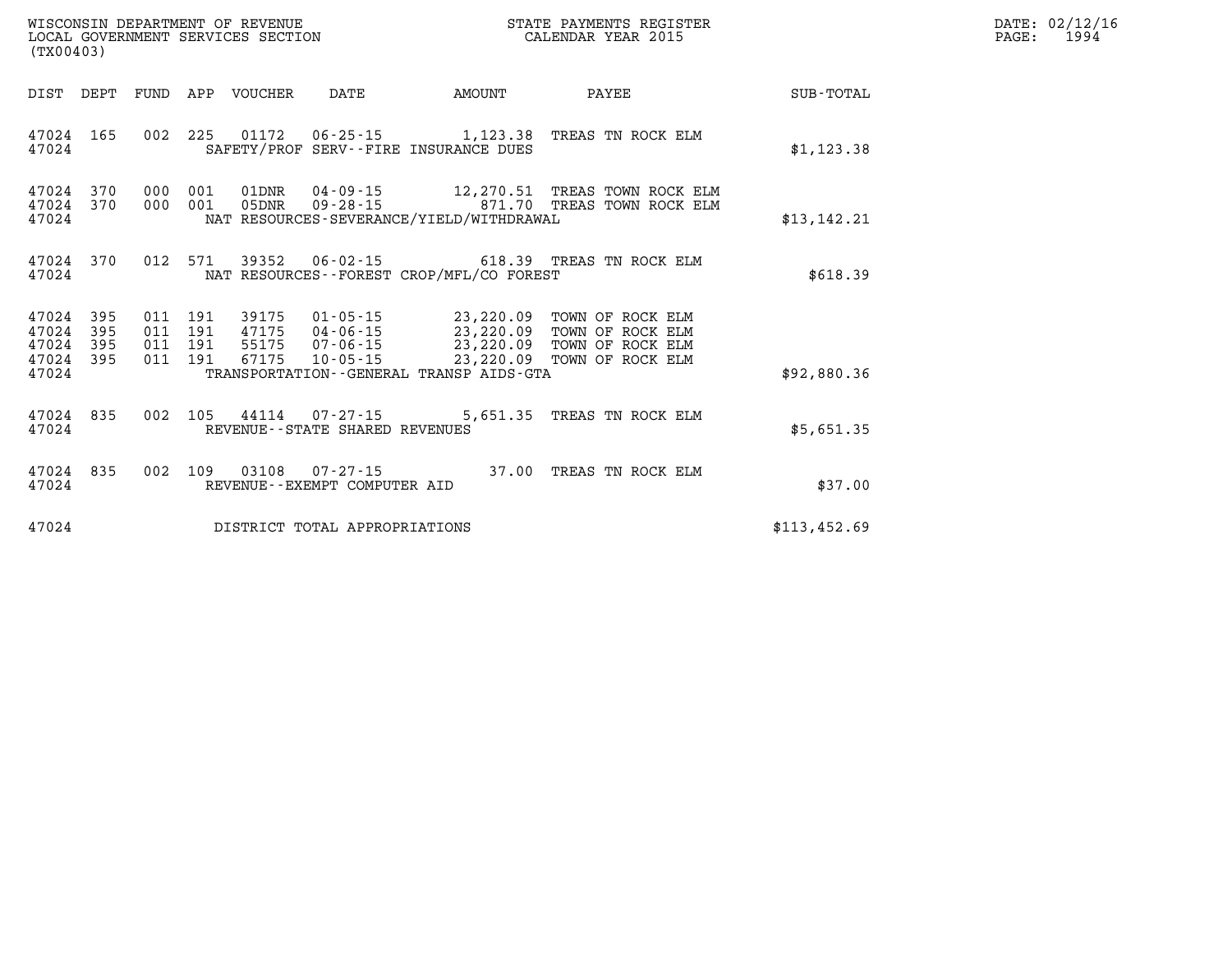WISCONSIN DEPARTMENT OF REVENUE
LOCAL GOVERNMENT SERVICES SECTION
(TX00403)

STATE PAYMENTS REGISTER
CALENDAR YEAR 2015

DATE: 02/12/16

| DIST | DEPT | FUND | APP | VOUCHER | DATE | AMOUNT | PAYEE | SUB-TOTAL |
|---|---|---|---|---|---|---|---|---|
| 47024 | 165 | 002 | 225 | 01172 | 06-25-15 | 1,123.38 | TREAS TN ROCK ELM | |
| 47024 | | | | SAFETY/PROF SERV--FIRE INSURANCE DUES | | | | $1,123.38 |
| 47024 | 370 | 000 | 001 | 01DNR | 04-09-15 | 12,270.51 | TREAS TOWN ROCK ELM | |
| 47024 | 370 | 000 | 001 | 05DNR | 09-28-15 | 871.70 | TREAS TOWN ROCK ELM | |
| 47024 | | | | NAT RESOURCES-SEVERANCE/YIELD/WITHDRAWAL | | | | $13,142.21 |
| 47024 | 370 | 012 | 571 | 39352 | 06-02-15 | 618.39 | TREAS TN ROCK ELM | |
| 47024 | | | | NAT RESOURCES--FOREST CROP/MFL/CO FOREST | | | | $618.39 |
| 47024 | 395 | 011 | 191 | 39175 | 01-05-15 | 23,220.09 | TOWN OF ROCK ELM | |
| 47024 | 395 | 011 | 191 | 47175 | 04-06-15 | 23,220.09 | TOWN OF ROCK ELM | |
| 47024 | 395 | 011 | 191 | 55175 | 07-06-15 | 23,220.09 | TOWN OF ROCK ELM | |
| 47024 | 395 | 011 | 191 | 67175 | 10-05-15 | 23,220.09 | TOWN OF ROCK ELM | |
| 47024 | | | | TRANSPORTATION--GENERAL TRANSP AIDS-GTA | | | | $92,880.36 |
| 47024 | 835 | 002 | 105 | 44114 | 07-27-15 | 5,651.35 | TREAS TN ROCK ELM | |
| 47024 | | | | REVENUE--STATE SHARED REVENUES | | | | $5,651.35 |
| 47024 | 835 | 002 | 109 | 03108 | 07-27-15 | 37.00 | TREAS TN ROCK ELM | |
| 47024 | | | | REVENUE--EXEMPT COMPUTER AID | | | | $37.00 |
| 47024 | | | | DISTRICT TOTAL APPROPRIATIONS | | | | $113,452.69 |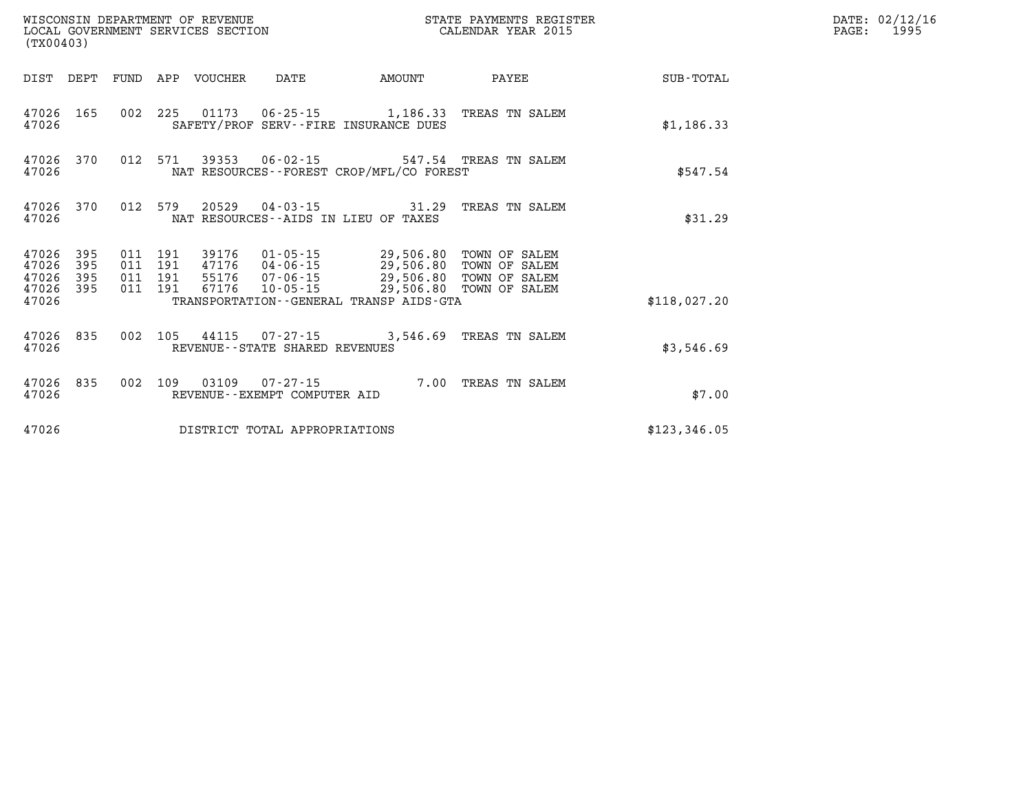WISCONSIN DEPARTMENT OF REVENUE
LOCAL GOVERNMENT SERVICES SECTION
(TX00403)

STATE PAYMENTS REGISTER
CALENDAR YEAR 2015

DATE: 02/12/16
PAGE: 1995

| DIST | DEPT | FUND | APP | VOUCHER | DATE | AMOUNT | PAYEE | SUB-TOTAL |
|---|---|---|---|---|---|---|---|---|
| 47026 | 165 | 002 | 225 | 01173 | 06-25-15 | 1,186.33 | TREAS TN SALEM | |
| 47026 | | | | SAFETY/PROF SERV--FIRE INSURANCE DUES | | | | $1,186.33 |
| 47026 | 370 | 012 | 571 | 39353 | 06-02-15 | 547.54 | TREAS TN SALEM | |
| 47026 | | | | NAT RESOURCES--FOREST CROP/MFL/CO FOREST | | | | $547.54 |
| 47026 | 370 | 012 | 579 | 20529 | 04-03-15 | 31.29 | TREAS TN SALEM | |
| 47026 | | | | NAT RESOURCES--AIDS IN LIEU OF TAXES | | | | $31.29 |
| 47026 | 395 | 011 | 191 | 39176 | 01-05-15 | 29,506.80 | TOWN OF SALEM | |
| 47026 | 395 | 011 | 191 | 47176 | 04-06-15 | 29,506.80 | TOWN OF SALEM | |
| 47026 | 395 | 011 | 191 | 55176 | 07-06-15 | 29,506.80 | TOWN OF SALEM | |
| 47026 | 395 | 011 | 191 | 67176 | 10-05-15 | 29,506.80 | TOWN OF SALEM | |
| 47026 | | | | TRANSPORTATION--GENERAL TRANSP AIDS-GTA | | | | $118,027.20 |
| 47026 | 835 | 002 | 105 | 44115 | 07-27-15 | 3,546.69 | TREAS TN SALEM | |
| 47026 | | | | REVENUE--STATE SHARED REVENUES | | | | $3,546.69 |
| 47026 | 835 | 002 | 109 | 03109 | 07-27-15 | 7.00 | TREAS TN SALEM | |
| 47026 | | | | REVENUE--EXEMPT COMPUTER AID | | | | $7.00 |
| 47026 | | | | DISTRICT TOTAL APPROPRIATIONS | | | | $123,346.05 |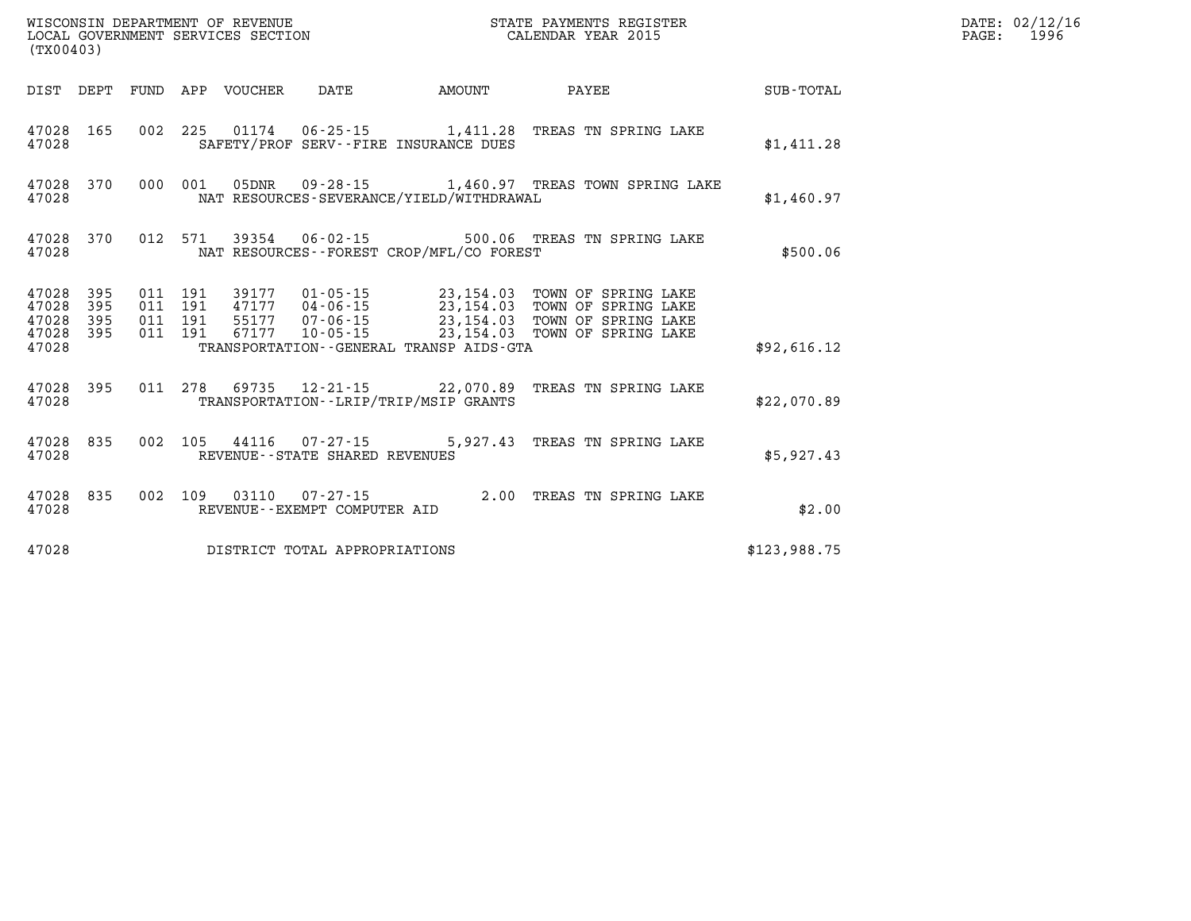WISCONSIN DEPARTMENT OF REVENUE
LOCAL GOVERNMENT SERVICES SECTION
(TX00403)

STATE PAYMENTS REGISTER
CALENDAR YEAR 2015

DATE: 02/12/16

| DIST | DEPT | FUND | APP | VOUCHER | DATE | AMOUNT | PAYEE | SUB-TOTAL |
|---|---|---|---|---|---|---|---|---|
| 47028 | 165 | 002 | 225 | 01174 | 06-25-15 | 1,411.28 | TREAS TN SPRING LAKE | |
| 47028 | | | | SAFETY/PROF SERV--FIRE INSURANCE DUES | | | | $1,411.28 |
| 47028 | 370 | 000 | 001 | 05DNR | 09-28-15 | 1,460.97 | TREAS TOWN SPRING LAKE | |
| 47028 | | | | NAT RESOURCES-SEVERANCE/YIELD/WITHDRAWAL | | | | $1,460.97 |
| 47028 | 370 | 012 | 571 | 39354 | 06-02-15 | 500.06 | TREAS TN SPRING LAKE | |
| 47028 | | | | NAT RESOURCES--FOREST CROP/MFL/CO FOREST | | | | $500.06 |
| 47028 | 395 | 011 | 191 | 39177 | 01-05-15 | 23,154.03 | TOWN OF SPRING LAKE | |
| 47028 | 395 | 011 | 191 | 47177 | 04-06-15 | 23,154.03 | TOWN OF SPRING LAKE | |
| 47028 | 395 | 011 | 191 | 55177 | 07-06-15 | 23,154.03 | TOWN OF SPRING LAKE | |
| 47028 | 395 | 011 | 191 | 67177 | 10-05-15 | 23,154.03 | TOWN OF SPRING LAKE | |
| 47028 | | | | TRANSPORTATION--GENERAL TRANSP AIDS-GTA | | | | $92,616.12 |
| 47028 | 395 | 011 | 278 | 69735 | 12-21-15 | 22,070.89 | TREAS TN SPRING LAKE | |
| 47028 | | | | TRANSPORTATION--LRIP/TRIP/MSIP GRANTS | | | | $22,070.89 |
| 47028 | 835 | 002 | 105 | 44116 | 07-27-15 | 5,927.43 | TREAS TN SPRING LAKE | |
| 47028 | | | | REVENUE--STATE SHARED REVENUES | | | | $5,927.43 |
| 47028 | 835 | 002 | 109 | 03110 | 07-27-15 | 2.00 | TREAS TN SPRING LAKE | |
| 47028 | | | | REVENUE--EXEMPT COMPUTER AID | | | | $2.00 |
| 47028 | | | | DISTRICT TOTAL APPROPRIATIONS | | | | $123,988.75 |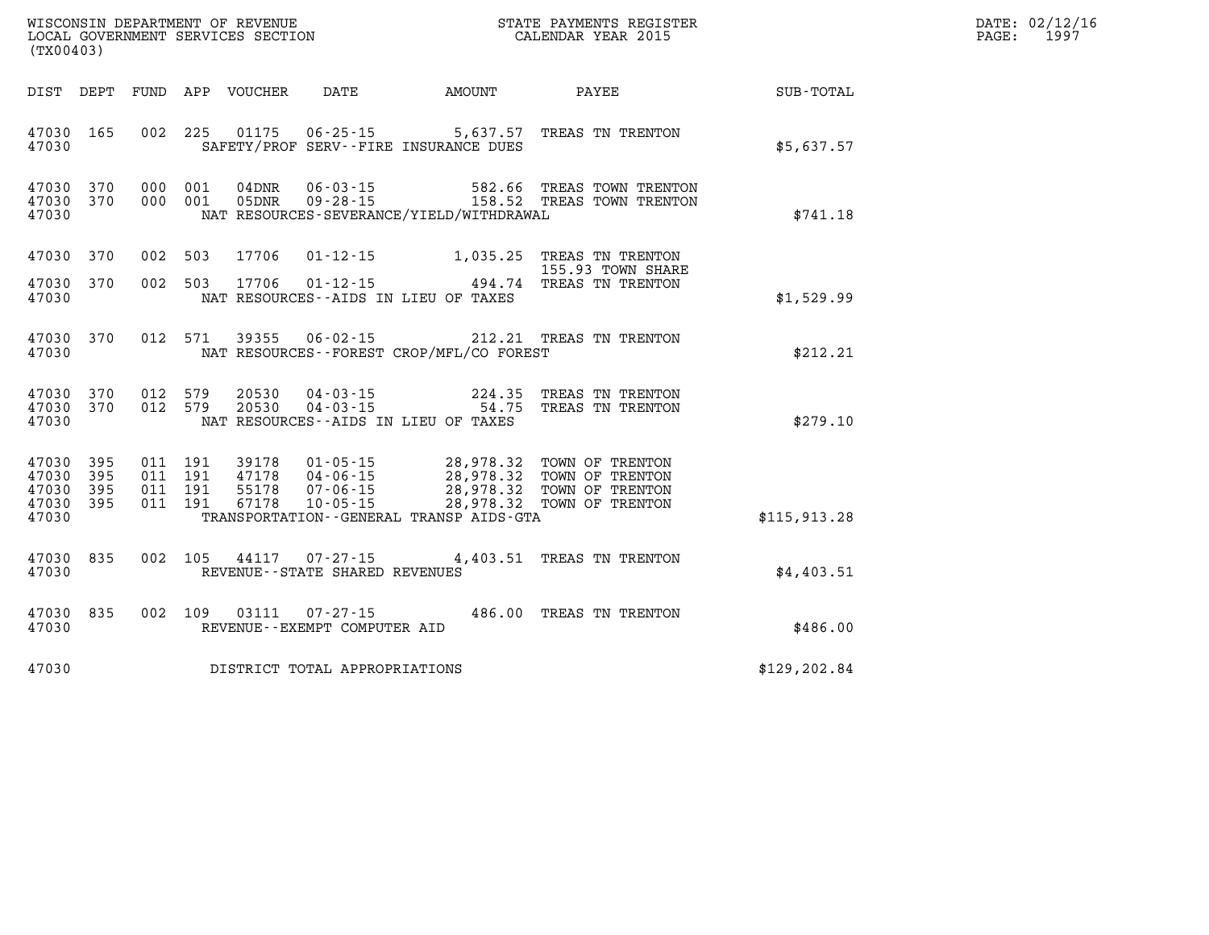WISCONSIN DEPARTMENT OF REVENUE
LOCAL GOVERNMENT SERVICES SECTION
(TX00403)

STATE PAYMENTS REGISTER
CALENDAR YEAR 2015

DATE: 02/12/16
PAGE: 1997

| DIST | DEPT | FUND | APP | VOUCHER | DATE | AMOUNT | PAYEE | SUB-TOTAL |
|---|---|---|---|---|---|---|---|---|
| 47030 | 165 | 002 | 225 | 01175 | 06-25-15 | 5,637.57 | TREAS TN TRENTON | |
| 47030 | | | | | SAFETY/PROF SERV--FIRE INSURANCE DUES | | | $5,637.57 |
| 47030 | 370 | 000 | 001 | 04DNR | 06-03-15 | 582.66 | TREAS TOWN TRENTON | |
| 47030 | 370 | 000 | 001 | 05DNR | 09-28-15 | 158.52 | TREAS TOWN TRENTON | |
| 47030 | | | | | NAT RESOURCES-SEVERANCE/YIELD/WITHDRAWAL | | | $741.18 |
| 47030 | 370 | 002 | 503 | 17706 | 01-12-15 | 1,035.25 | TREAS TN TRENTON 155.93 TOWN SHARE | |
| 47030 | 370 | 002 | 503 | 17706 | 01-12-15 | 494.74 | TREAS TN TRENTON | |
| 47030 | | | | | NAT RESOURCES--AIDS IN LIEU OF TAXES | | | $1,529.99 |
| 47030 | 370 | 012 | 571 | 39355 | 06-02-15 | 212.21 | TREAS TN TRENTON | |
| 47030 | | | | | NAT RESOURCES--FOREST CROP/MFL/CO FOREST | | | $212.21 |
| 47030 | 370 | 012 | 579 | 20530 | 04-03-15 | 224.35 | TREAS TN TRENTON | |
| 47030 | 370 | 012 | 579 | 20530 | 04-03-15 | 54.75 | TREAS TN TRENTON | |
| 47030 | | | | | NAT RESOURCES--AIDS IN LIEU OF TAXES | | | $279.10 |
| 47030 | 395 | 011 | 191 | 39178 | 01-05-15 | 28,978.32 | TOWN OF TRENTON | |
| 47030 | 395 | 011 | 191 | 47178 | 04-06-15 | 28,978.32 | TOWN OF TRENTON | |
| 47030 | 395 | 011 | 191 | 55178 | 07-06-15 | 28,978.32 | TOWN OF TRENTON | |
| 47030 | 395 | 011 | 191 | 67178 | 10-05-15 | 28,978.32 | TOWN OF TRENTON | |
| 47030 | | | | | TRANSPORTATION--GENERAL TRANSP AIDS-GTA | | | $115,913.28 |
| 47030 | 835 | 002 | 105 | 44117 | 07-27-15 | 4,403.51 | TREAS TN TRENTON | |
| 47030 | | | | | REVENUE--STATE SHARED REVENUES | | | $4,403.51 |
| 47030 | 835 | 002 | 109 | 03111 | 07-27-15 | 486.00 | TREAS TN TRENTON | |
| 47030 | | | | | REVENUE--EXEMPT COMPUTER AID | | | $486.00 |
| 47030 | | | | | DISTRICT TOTAL APPROPRIATIONS | | | $129,202.84 |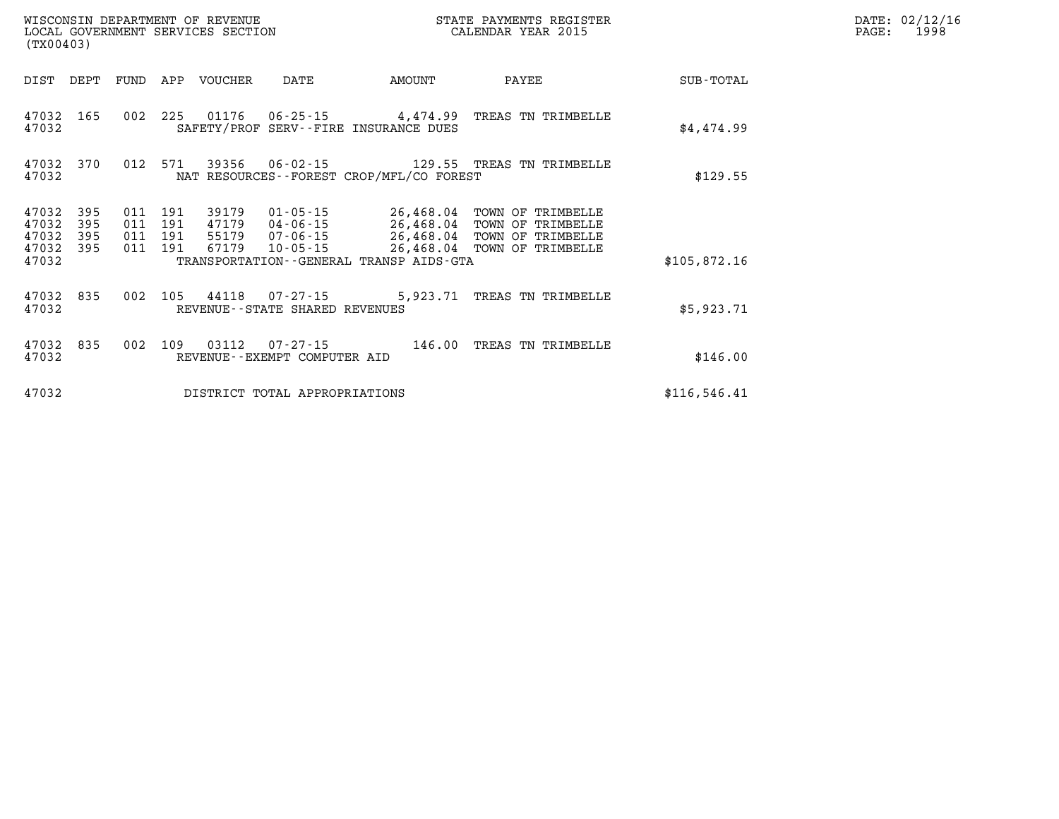WISCONSIN DEPARTMENT OF REVENUE
LOCAL GOVERNMENT SERVICES SECTION
(TX00403)

STATE PAYMENTS REGISTER
CALENDAR YEAR 2015

DATE: 02/12/16

| DIST | DEPT | FUND | APP | VOUCHER | DATE | AMOUNT | PAYEE | SUB-TOTAL |
|---|---|---|---|---|---|---|---|---|
| 47032 | 165 | 002 | 225 | 01176 | 06-25-15 | 4,474.99 | TREAS TN TRIMBELLE | |
| 47032 | | | | SAFETY/PROF SERV--FIRE INSURANCE DUES | | | | $4,474.99 |
| 47032 | 370 | 012 | 571 | 39356 | 06-02-15 | 129.55 | TREAS TN TRIMBELLE | |
| 47032 | | | | NAT RESOURCES--FOREST CROP/MFL/CO FOREST | | | | $129.55 |
| 47032 | 395 | 011 | 191 | 39179 | 01-05-15 | 26,468.04 | TOWN OF TRIMBELLE | |
| 47032 | 395 | 011 | 191 | 47179 | 04-06-15 | 26,468.04 | TOWN OF TRIMBELLE | |
| 47032 | 395 | 011 | 191 | 55179 | 07-06-15 | 26,468.04 | TOWN OF TRIMBELLE | |
| 47032 | 395 | 011 | 191 | 67179 | 10-05-15 | 26,468.04 | TOWN OF TRIMBELLE | |
| 47032 | | | | TRANSPORTATION--GENERAL TRANSP AIDS-GTA | | | | $105,872.16 |
| 47032 | 835 | 002 | 105 | 44118 | 07-27-15 | 5,923.71 | TREAS TN TRIMBELLE | |
| 47032 | | | | REVENUE--STATE SHARED REVENUES | | | | $5,923.71 |
| 47032 | 835 | 002 | 109 | 03112 | 07-27-15 | 146.00 | TREAS TN TRIMBELLE | |
| 47032 | | | | REVENUE--EXEMPT COMPUTER AID | | | | $146.00 |
| 47032 | | | | DISTRICT TOTAL APPROPRIATIONS | | | | $116,546.41 |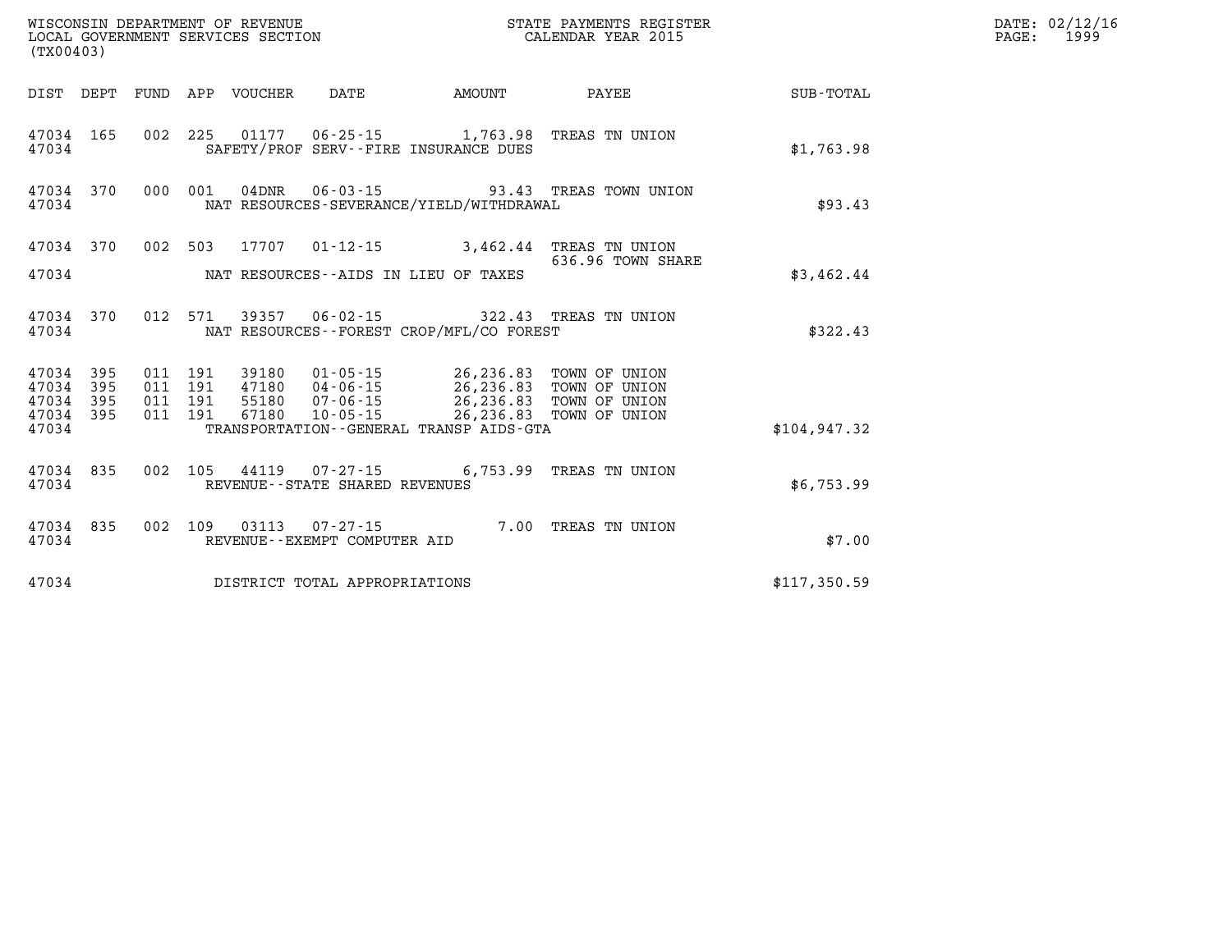WISCONSIN DEPARTMENT OF REVENUE
LOCAL GOVERNMENT SERVICES SECTION
(TX00403)

STATE PAYMENTS REGISTER
CALENDAR YEAR 2015

DATE: 02/12/16
PAGE: 1999

| DIST | DEPT | FUND | APP | VOUCHER | DATE | AMOUNT | PAYEE | SUB-TOTAL |
|---|---|---|---|---|---|---|---|---|
| 47034 | 165 | 002 | 225 | 01177 | 06-25-15 | 1,763.98 | TREAS TN UNION | |
| 47034 | | | | SAFETY/PROF SERV--FIRE INSURANCE DUES | | | | $1,763.98 |
| 47034 | 370 | 000 | 001 | 04DNR | 06-03-15 | 93.43 | TREAS TOWN UNION | |
| 47034 | | | | NAT RESOURCES-SEVERANCE/YIELD/WITHDRAWAL | | | | $93.43 |
| 47034 | 370 | 002 | 503 | 17707 | 01-12-15 | 3,462.44 | TREAS TN UNION 636.96 TOWN SHARE | |
| 47034 | | | | NAT RESOURCES--AIDS IN LIEU OF TAXES | | | | $3,462.44 |
| 47034 | 370 | 012 | 571 | 39357 | 06-02-15 | 322.43 | TREAS TN UNION | |
| 47034 | | | | NAT RESOURCES--FOREST CROP/MFL/CO FOREST | | | | $322.43 |
| 47034 | 395 | 011 | 191 | 39180 | 01-05-15 | 26,236.83 | TOWN OF UNION | |
| 47034 | 395 | 011 | 191 | 47180 | 04-06-15 | 26,236.83 | TOWN OF UNION | |
| 47034 | 395 | 011 | 191 | 55180 | 07-06-15 | 26,236.83 | TOWN OF UNION | |
| 47034 | 395 | 011 | 191 | 67180 | 10-05-15 | 26,236.83 | TOWN OF UNION | |
| 47034 | | | | TRANSPORTATION--GENERAL TRANSP AIDS-GTA | | | | $104,947.32 |
| 47034 | 835 | 002 | 105 | 44119 | 07-27-15 | 6,753.99 | TREAS TN UNION | |
| 47034 | | | | REVENUE--STATE SHARED REVENUES | | | | $6,753.99 |
| 47034 | 835 | 002 | 109 | 03113 | 07-27-15 | 7.00 | TREAS TN UNION | |
| 47034 | | | | REVENUE--EXEMPT COMPUTER AID | | | | $7.00 |
| 47034 | | | | DISTRICT TOTAL APPROPRIATIONS | | | | $117,350.59 |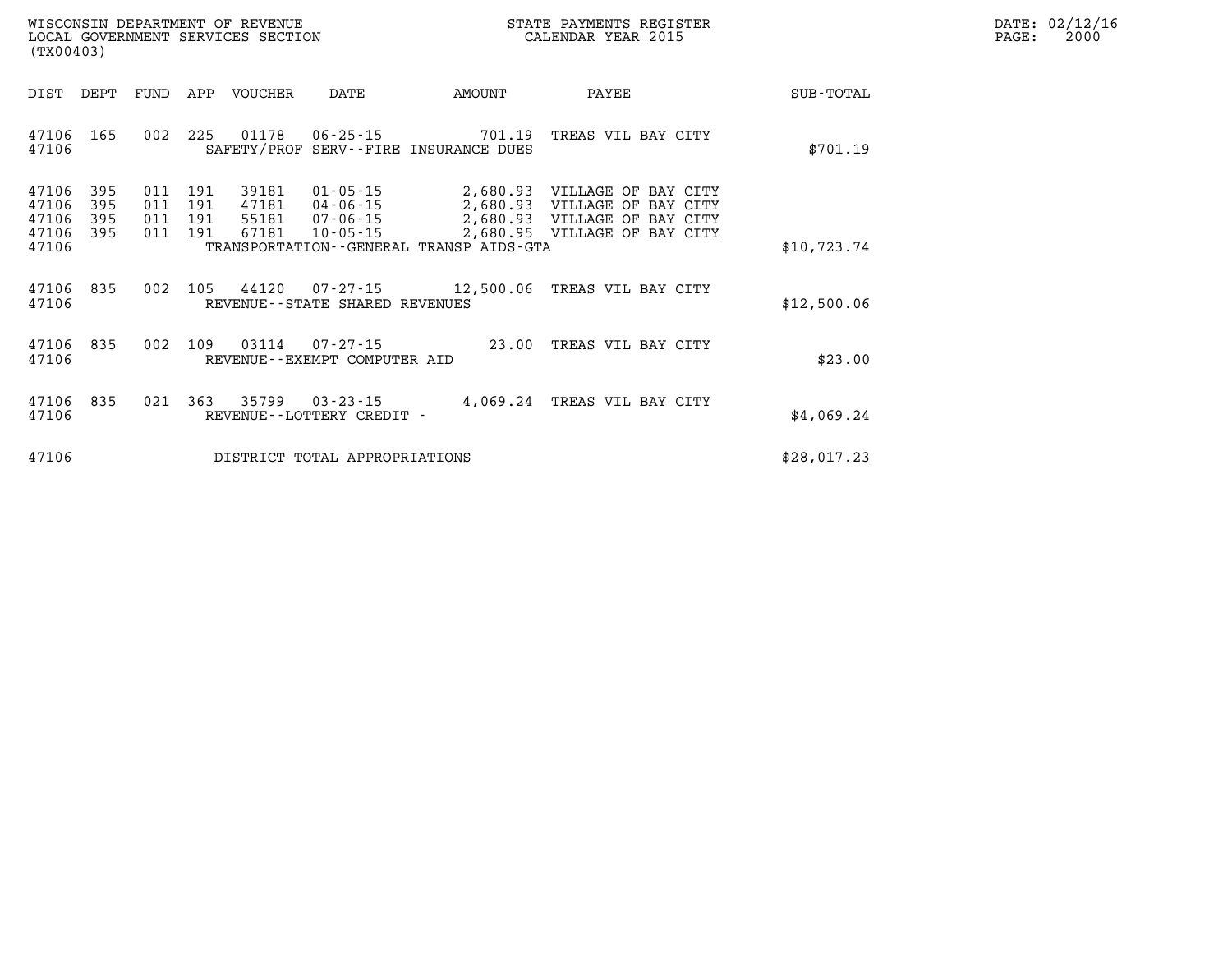WISCONSIN DEPARTMENT OF REVENUE
LOCAL GOVERNMENT SERVICES SECTION
(TX00403)

STATE PAYMENTS REGISTER
CALENDAR YEAR 2015

DATE: 02/12/16

| DIST | DEPT | FUND | APP | VOUCHER | DATE | AMOUNT | PAYEE | SUB-TOTAL |
|---|---|---|---|---|---|---|---|---|
| 47106 | 165 | 002 | 225 | 01178 | 06-25-15 | 701.19 | TREAS VIL BAY CITY | |
| 47106 | | | | SAFETY/PROF SERV--FIRE INSURANCE DUES | | | | $701.19 |
| 47106 | 395 | 011 | 191 | 39181 | 01-05-15 | 2,680.93 | VILLAGE OF BAY CITY | |
| 47106 | 395 | 011 | 191 | 47181 | 04-06-15 | 2,680.93 | VILLAGE OF BAY CITY | |
| 47106 | 395 | 011 | 191 | 55181 | 07-06-15 | 2,680.93 | VILLAGE OF BAY CITY | |
| 47106 | 395 | 011 | 191 | 67181 | 10-05-15 | 2,680.95 | VILLAGE OF BAY CITY | |
| 47106 | | | | TRANSPORTATION--GENERAL TRANSP AIDS-GTA | | | | $10,723.74 |
| 47106 | 835 | 002 | 105 | 44120 | 07-27-15 | 12,500.06 | TREAS VIL BAY CITY | |
| 47106 | | | | REVENUE--STATE SHARED REVENUES | | | | $12,500.06 |
| 47106 | 835 | 002 | 109 | 03114 | 07-27-15 | 23.00 | TREAS VIL BAY CITY | |
| 47106 | | | | REVENUE--EXEMPT COMPUTER AID | | | | $23.00 |
| 47106 | 835 | 021 | 363 | 35799 | 03-23-15 | 4,069.24 | TREAS VIL BAY CITY | |
| 47106 | | | | REVENUE--LOTTERY CREDIT - | | | | $4,069.24 |
| 47106 | | | | DISTRICT TOTAL APPROPRIATIONS | | | | $28,017.23 |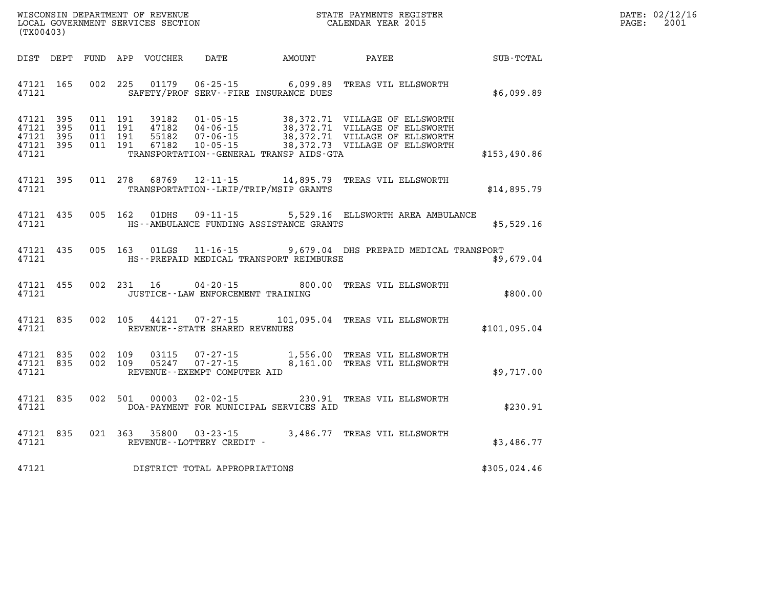WISCONSIN DEPARTMENT OF REVENUE
LOCAL GOVERNMENT SERVICES SECTION
(TX00403)

STATE PAYMENTS REGISTER
CALENDAR YEAR 2015

DATE: 02/12/16
PAGE: 2001

| DIST | DEPT | FUND | APP | VOUCHER | DATE | AMOUNT | PAYEE | SUB-TOTAL |
|---|---|---|---|---|---|---|---|---|
| 47121 | 165 | 002 | 225 | 01179 | 06-25-15 | 6,099.89 | TREAS VIL ELLSWORTH | |
| 47121 | | | | | SAFETY/PROF SERV--FIRE INSURANCE DUES | | | $6,099.89 |
| 47121 | 395 | 011 | 191 | 39182 | 01-05-15 | 38,372.71 | VILLAGE OF ELLSWORTH | |
| 47121 | 395 | 011 | 191 | 47182 | 04-06-15 | 38,372.71 | VILLAGE OF ELLSWORTH | |
| 47121 | 395 | 011 | 191 | 55182 | 07-06-15 | 38,372.71 | VILLAGE OF ELLSWORTH | |
| 47121 | 395 | 011 | 191 | 67182 | 10-05-15 | 38,372.73 | VILLAGE OF ELLSWORTH | |
| 47121 | | | | | TRANSPORTATION--GENERAL TRANSP AIDS-GTA | | | $153,490.86 |
| 47121 | 395 | 011 | 278 | 68769 | 12-11-15 | 14,895.79 | TREAS VIL ELLSWORTH | |
| 47121 | | | | | TRANSPORTATION--LRIP/TRIP/MSIP GRANTS | | | $14,895.79 |
| 47121 | 435 | 005 | 162 | 01DHS | 09-11-15 | 5,529.16 | ELLSWORTH AREA AMBULANCE | |
| 47121 | | | | | HS--AMBULANCE FUNDING ASSISTANCE GRANTS | | | $5,529.16 |
| 47121 | 435 | 005 | 163 | 01LGS | 11-16-15 | 9,679.04 | DHS PREPAID MEDICAL TRANSPORT | |
| 47121 | | | | | HS--PREPAID MEDICAL TRANSPORT REIMBURSE | | | $9,679.04 |
| 47121 | 455 | 002 | 231 | 16 | 04-20-15 | 800.00 | TREAS VIL ELLSWORTH | |
| 47121 | | | | | JUSTICE--LAW ENFORCEMENT TRAINING | | | $800.00 |
| 47121 | 835 | 002 | 105 | 44121 | 07-27-15 | 101,095.04 | TREAS VIL ELLSWORTH | |
| 47121 | | | | | REVENUE--STATE SHARED REVENUES | | | $101,095.04 |
| 47121 | 835 | 002 | 109 | 03115 | 07-27-15 | 1,556.00 | TREAS VIL ELLSWORTH | |
| 47121 | 835 | 002 | 109 | 05247 | 07-27-15 | 8,161.00 | TREAS VIL ELLSWORTH | |
| 47121 | | | | | REVENUE--EXEMPT COMPUTER AID | | | $9,717.00 |
| 47121 | 835 | 002 | 501 | 00003 | 02-02-15 | 230.91 | TREAS VIL ELLSWORTH | |
| 47121 | | | | | DOA-PAYMENT FOR MUNICIPAL SERVICES AID | | | $230.91 |
| 47121 | 835 | 021 | 363 | 35800 | 03-23-15 | 3,486.77 | TREAS VIL ELLSWORTH | |
| 47121 | | | | | REVENUE--LOTTERY CREDIT - | | | $3,486.77 |
| 47121 | | | | | DISTRICT TOTAL APPROPRIATIONS | | | $305,024.46 |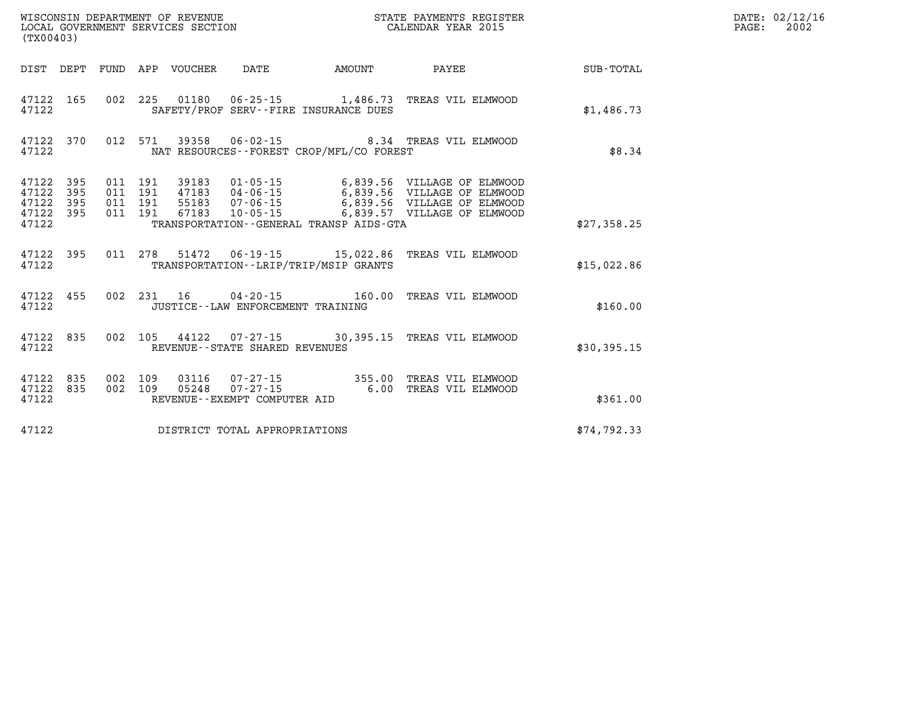WISCONSIN DEPARTMENT OF REVENUE
LOCAL GOVERNMENT SERVICES SECTION
(TX00403)

STATE PAYMENTS REGISTER
CALENDAR YEAR 2015

DATE: 02/12/16
PAGE: 2002

| DIST | DEPT | FUND | APP | VOUCHER | DATE | AMOUNT | PAYEE | SUB-TOTAL |
|---|---|---|---|---|---|---|---|---|
| 47122 | 165 | 002 | 225 | 01180 | 06-25-15 | 1,486.73 | TREAS VIL ELMWOOD | |
| 47122 | | | | | SAFETY/PROF SERV--FIRE INSURANCE DUES | | | $1,486.73 |
| 47122 | 370 | 012 | 571 | 39358 | 06-02-15 | 8.34 | TREAS VIL ELMWOOD | |
| 47122 | | | | | NAT RESOURCES--FOREST CROP/MFL/CO FOREST | | | $8.34 |
| 47122 | 395 | 011 | 191 | 39183 | 01-05-15 | 6,839.56 | VILLAGE OF ELMWOOD | |
| 47122 | 395 | 011 | 191 | 47183 | 04-06-15 | 6,839.56 | VILLAGE OF ELMWOOD | |
| 47122 | 395 | 011 | 191 | 55183 | 07-06-15 | 6,839.56 | VILLAGE OF ELMWOOD | |
| 47122 | 395 | 011 | 191 | 67183 | 10-05-15 | 6,839.57 | VILLAGE OF ELMWOOD | |
| 47122 | | | | | TRANSPORTATION--GENERAL TRANSP AIDS-GTA | | | $27,358.25 |
| 47122 | 395 | 011 | 278 | 51472 | 06-19-15 | 15,022.86 | TREAS VIL ELMWOOD | |
| 47122 | | | | | TRANSPORTATION--LRIP/TRIP/MSIP GRANTS | | | $15,022.86 |
| 47122 | 455 | 002 | 231 | 16 | 04-20-15 | 160.00 | TREAS VIL ELMWOOD | |
| 47122 | | | | | JUSTICE--LAW ENFORCEMENT TRAINING | | | $160.00 |
| 47122 | 835 | 002 | 105 | 44122 | 07-27-15 | 30,395.15 | TREAS VIL ELMWOOD | |
| 47122 | | | | | REVENUE--STATE SHARED REVENUES | | | $30,395.15 |
| 47122 | 835 | 002 | 109 | 03116 | 07-27-15 | 355.00 | TREAS VIL ELMWOOD | |
| 47122 | 835 | 002 | 109 | 05248 | 07-27-15 | 6.00 | TREAS VIL ELMWOOD | |
| 47122 | | | | | REVENUE--EXEMPT COMPUTER AID | | | $361.00 |
| 47122 | | | | | DISTRICT TOTAL APPROPRIATIONS | | | $74,792.33 |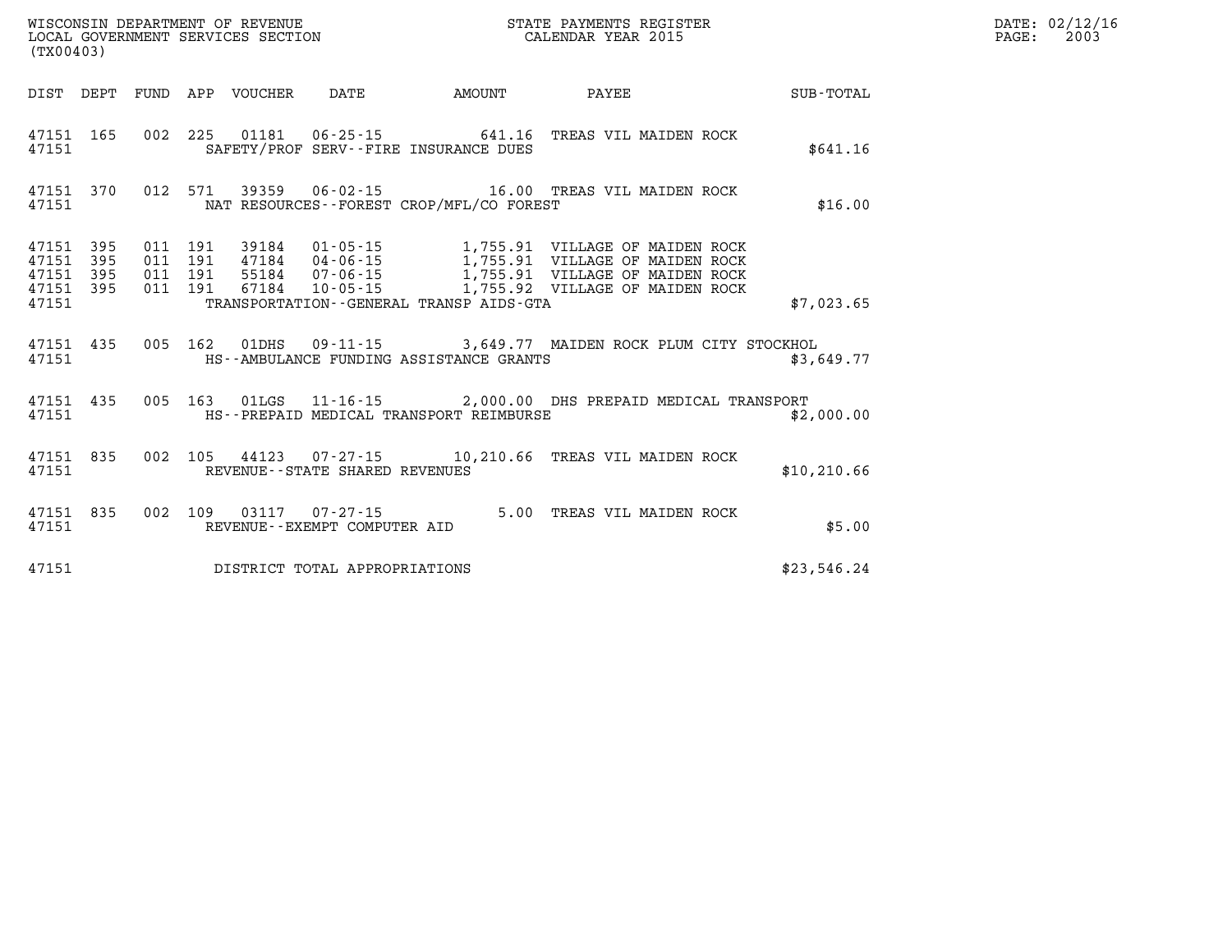WISCONSIN DEPARTMENT OF REVENUE
LOCAL GOVERNMENT SERVICES SECTION
(TX00403)

STATE PAYMENTS REGISTER
CALENDAR YEAR 2015

DATE: 02/12/16

| DIST | DEPT | FUND | APP | VOUCHER | DATE | AMOUNT | PAYEE | SUB-TOTAL |
|---|---|---|---|---|---|---|---|---|
| 47151 | 165 | 002 | 225 | 01181 | 06-25-15 | 641.16 | TREAS VIL MAIDEN ROCK | |
| 47151 | | | | | SAFETY/PROF SERV--FIRE INSURANCE DUES | | | $641.16 |
| 47151 | 370 | 012 | 571 | 39359 | 06-02-15 | 16.00 | TREAS VIL MAIDEN ROCK | |
| 47151 | | | | | NAT RESOURCES--FOREST CROP/MFL/CO FOREST | | | $16.00 |
| 47151 | 395 | 011 | 191 | 39184 | 01-05-15 | 1,755.91 | VILLAGE OF MAIDEN ROCK | |
| 47151 | 395 | 011 | 191 | 47184 | 04-06-15 | 1,755.91 | VILLAGE OF MAIDEN ROCK | |
| 47151 | 395 | 011 | 191 | 55184 | 07-06-15 | 1,755.91 | VILLAGE OF MAIDEN ROCK | |
| 47151 | 395 | 011 | 191 | 67184 | 10-05-15 | 1,755.92 | VILLAGE OF MAIDEN ROCK | |
| 47151 | | | | | TRANSPORTATION--GENERAL TRANSP AIDS-GTA | | | $7,023.65 |
| 47151 | 435 | 005 | 162 | 01DHS | 09-11-15 | 3,649.77 | MAIDEN ROCK PLUM CITY STOCKHOL | |
| 47151 | | | | | HS--AMBULANCE FUNDING ASSISTANCE GRANTS | | | $3,649.77 |
| 47151 | 435 | 005 | 163 | 01LGS | 11-16-15 | 2,000.00 | DHS PREPAID MEDICAL TRANSPORT | |
| 47151 | | | | | HS--PREPAID MEDICAL TRANSPORT REIMBURSE | | | $2,000.00 |
| 47151 | 835 | 002 | 105 | 44123 | 07-27-15 | 10,210.66 | TREAS VIL MAIDEN ROCK | |
| 47151 | | | | | REVENUE--STATE SHARED REVENUES | | | $10,210.66 |
| 47151 | 835 | 002 | 109 | 03117 | 07-27-15 | 5.00 | TREAS VIL MAIDEN ROCK | |
| 47151 | | | | | REVENUE--EXEMPT COMPUTER AID | | | $5.00 |
| 47151 | | | | | DISTRICT TOTAL APPROPRIATIONS | | | $23,546.24 |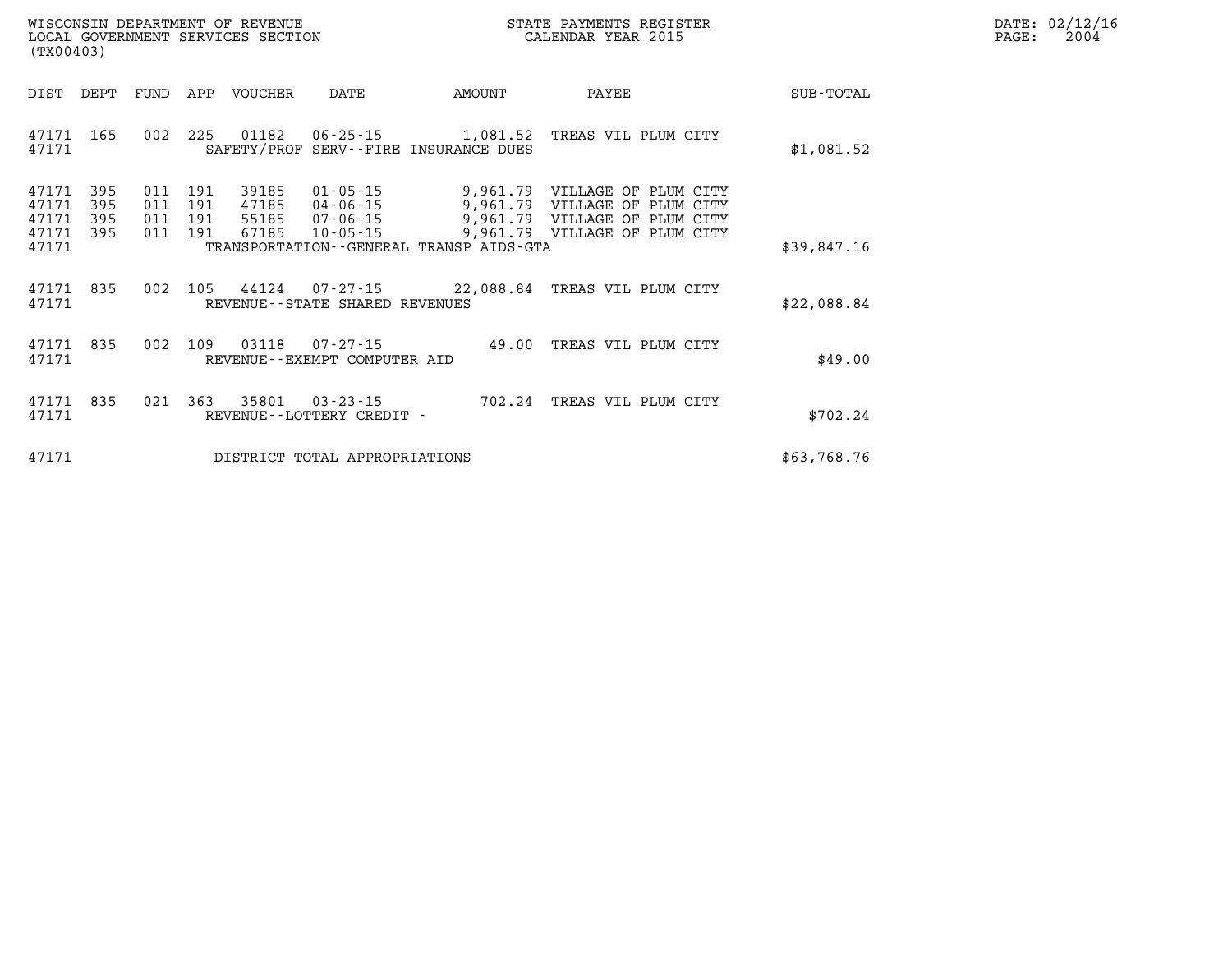WISCONSIN DEPARTMENT OF REVENUE
LOCAL GOVERNMENT SERVICES SECTION
(TX00403)

STATE PAYMENTS REGISTER
CALENDAR YEAR 2015

DATE: 02/12/16

| DIST | DEPT | FUND | APP | VOUCHER | DATE | AMOUNT | PAYEE | SUB-TOTAL |
|---|---|---|---|---|---|---|---|---|
| 47171 | 165 | 002 | 225 | 01182 | 06-25-15 | 1,081.52 | TREAS VIL PLUM CITY | |
| 47171 | | | | | SAFETY/PROF SERV--FIRE INSURANCE DUES | | | $1,081.52 |
| 47171 | 395 | 011 | 191 | 39185 | 01-05-15 | 9,961.79 | VILLAGE OF PLUM CITY | |
| 47171 | 395 | 011 | 191 | 47185 | 04-06-15 | 9,961.79 | VILLAGE OF PLUM CITY | |
| 47171 | 395 | 011 | 191 | 55185 | 07-06-15 | 9,961.79 | VILLAGE OF PLUM CITY | |
| 47171 | 395 | 011 | 191 | 67185 | 10-05-15 | 9,961.79 | VILLAGE OF PLUM CITY | |
| 47171 | | | | | TRANSPORTATION--GENERAL TRANSP AIDS-GTA | | | $39,847.16 |
| 47171 | 835 | 002 | 105 | 44124 | 07-27-15 | 22,088.84 | TREAS VIL PLUM CITY | |
| 47171 | | | | | REVENUE--STATE SHARED REVENUES | | | $22,088.84 |
| 47171 | 835 | 002 | 109 | 03118 | 07-27-15 | 49.00 | TREAS VIL PLUM CITY | |
| 47171 | | | | | REVENUE--EXEMPT COMPUTER AID | | | $49.00 |
| 47171 | 835 | 021 | 363 | 35801 | 03-23-15 | 702.24 | TREAS VIL PLUM CITY | |
| 47171 | | | | | REVENUE--LOTTERY CREDIT - | | | $702.24 |
| 47171 | | | | | DISTRICT TOTAL APPROPRIATIONS | | | $63,768.76 |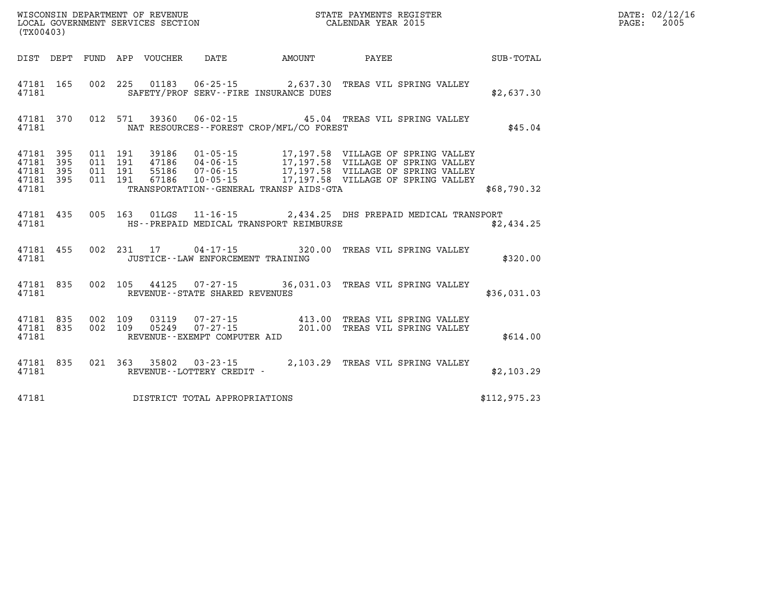WISCONSIN DEPARTMENT OF REVENUE
LOCAL GOVERNMENT SERVICES SECTION
(TX00403)

STATE PAYMENTS REGISTER
CALENDAR YEAR 2015

DATE: 02/12/16

| DIST | DEPT | FUND | APP | VOUCHER | DATE | AMOUNT | PAYEE | SUB-TOTAL |
|---|---|---|---|---|---|---|---|---|
| 47181 | 165 | 002 | 225 | 01183 | 06-25-15 | 2,637.30 | TREAS VIL SPRING VALLEY | |
| 47181 | | | | SAFETY/PROF SERV--FIRE INSURANCE DUES | | | | $2,637.30 |
| 47181 | 370 | 012 | 571 | 39360 | 06-02-15 | 45.04 | TREAS VIL SPRING VALLEY | |
| 47181 | | | | NAT RESOURCES--FOREST CROP/MFL/CO FOREST | | | | $45.04 |
| 47181 | 395 | 011 | 191 | 39186 | 01-05-15 | 17,197.58 | VILLAGE OF SPRING VALLEY | |
| 47181 | 395 | 011 | 191 | 47186 | 04-06-15 | 17,197.58 | VILLAGE OF SPRING VALLEY | |
| 47181 | 395 | 011 | 191 | 55186 | 07-06-15 | 17,197.58 | VILLAGE OF SPRING VALLEY | |
| 47181 | 395 | 011 | 191 | 67186 | 10-05-15 | 17,197.58 | VILLAGE OF SPRING VALLEY | |
| 47181 | | | | TRANSPORTATION--GENERAL TRANSP AIDS-GTA | | | | $68,790.32 |
| 47181 | 435 | 005 | 163 | 01LGS | 11-16-15 | 2,434.25 | DHS PREPAID MEDICAL TRANSPORT | |
| 47181 | | | | HS--PREPAID MEDICAL TRANSPORT REIMBURSE | | | | $2,434.25 |
| 47181 | 455 | 002 | 231 | 17 | 04-17-15 | 320.00 | TREAS VIL SPRING VALLEY | |
| 47181 | | | | JUSTICE--LAW ENFORCEMENT TRAINING | | | | $320.00 |
| 47181 | 835 | 002 | 105 | 44125 | 07-27-15 | 36,031.03 | TREAS VIL SPRING VALLEY | |
| 47181 | | | | REVENUE--STATE SHARED REVENUES | | | | $36,031.03 |
| 47181 | 835 | 002 | 109 | 03119 | 07-27-15 | 413.00 | TREAS VIL SPRING VALLEY | |
| 47181 | 835 | 002 | 109 | 05249 | 07-27-15 | 201.00 | TREAS VIL SPRING VALLEY | |
| 47181 | | | | REVENUE--EXEMPT COMPUTER AID | | | | $614.00 |
| 47181 | 835 | 021 | 363 | 35802 | 03-23-15 | 2,103.29 | TREAS VIL SPRING VALLEY | |
| 47181 | | | | REVENUE--LOTTERY CREDIT - | | | | $2,103.29 |
| 47181 | | | | DISTRICT TOTAL APPROPRIATIONS | | | | $112,975.23 |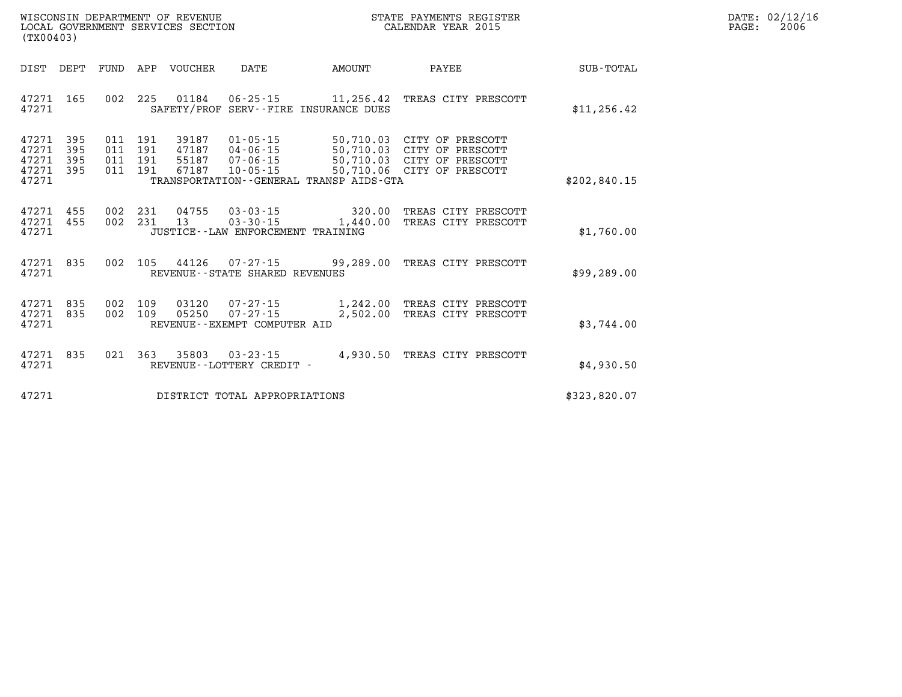WISCONSIN DEPARTMENT OF REVENUE
LOCAL GOVERNMENT SERVICES SECTION
(TX00403)

STATE PAYMENTS REGISTER
CALENDAR YEAR 2015

DATE: 02/12/16
PAGE: 2006

| DIST | DEPT | FUND | APP | VOUCHER | DATE | AMOUNT | PAYEE | SUB-TOTAL |
|---|---|---|---|---|---|---|---|---|
| 47271 | 165 | 002 | 225 | 01184 | 06-25-15 | 11,256.42 | TREAS CITY PRESCOTT | |
| 47271 | | | | SAFETY/PROF SERV--FIRE INSURANCE DUES | | | | $11,256.42 |
| 47271 | 395 | 011 | 191 | 39187 | 01-05-15 | 50,710.03 | CITY OF PRESCOTT | |
| 47271 | 395 | 011 | 191 | 47187 | 04-06-15 | 50,710.03 | CITY OF PRESCOTT | |
| 47271 | 395 | 011 | 191 | 55187 | 07-06-15 | 50,710.03 | CITY OF PRESCOTT | |
| 47271 | 395 | 011 | 191 | 67187 | 10-05-15 | 50,710.06 | CITY OF PRESCOTT | |
| 47271 | | | | TRANSPORTATION--GENERAL TRANSP AIDS-GTA | | | | $202,840.15 |
| 47271 | 455 | 002 | 231 | 04755 | 03-03-15 | 320.00 | TREAS CITY PRESCOTT | |
| 47271 | 455 | 002 | 231 | 13 | 03-30-15 | 1,440.00 | TREAS CITY PRESCOTT | |
| 47271 | | | | JUSTICE--LAW ENFORCEMENT TRAINING | | | | $1,760.00 |
| 47271 | 835 | 002 | 105 | 44126 | 07-27-15 | 99,289.00 | TREAS CITY PRESCOTT | |
| 47271 | | | | REVENUE--STATE SHARED REVENUES | | | | $99,289.00 |
| 47271 | 835 | 002 | 109 | 03120 | 07-27-15 | 1,242.00 | TREAS CITY PRESCOTT | |
| 47271 | 835 | 002 | 109 | 05250 | 07-27-15 | 2,502.00 | TREAS CITY PRESCOTT | |
| 47271 | | | | REVENUE--EXEMPT COMPUTER AID | | | | $3,744.00 |
| 47271 | 835 | 021 | 363 | 35803 | 03-23-15 | 4,930.50 | TREAS CITY PRESCOTT | |
| 47271 | | | | REVENUE--LOTTERY CREDIT - | | | | $4,930.50 |
| 47271 | | | | DISTRICT TOTAL APPROPRIATIONS | | | | $323,820.07 |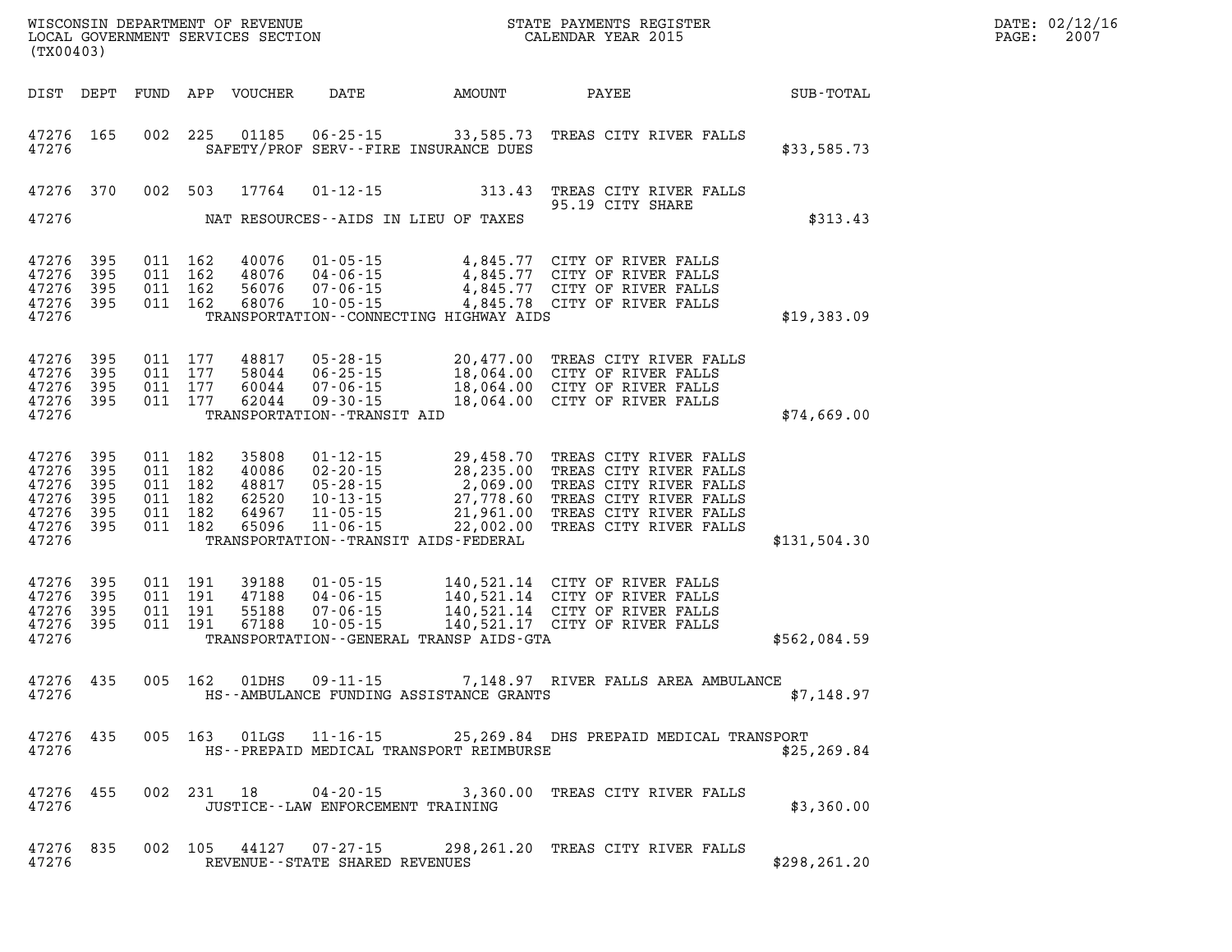WISCONSIN DEPARTMENT OF REVENUE
LOCAL GOVERNMENT SERVICES SECTION
(TX00403)

STATE PAYMENTS REGISTER
CALENDAR YEAR 2015

| DIST | DEPT | FUND | APP | VOUCHER | DATE | AMOUNT | PAYEE | SUB-TOTAL |
|---|---|---|---|---|---|---|---|---|
| 47276 | 165 | 002 | 225 | 01185 | 06-25-15 | 33,585.73 | TREAS CITY RIVER FALLS | |
| 47276 | | | | | SAFETY/PROF SERV--FIRE INSURANCE DUES | | | $33,585.73 |
| 47276 | 370 | 002 | 503 | 17764 | 01-12-15 | 313.43 | TREAS CITY RIVER FALLS 95.19 CITY SHARE | |
| 47276 | | | | | NAT RESOURCES--AIDS IN LIEU OF TAXES | | | $313.43 |
| 47276 | 395 | 011 | 162 | 40076 | 01-05-15 | 4,845.77 | CITY OF RIVER FALLS | |
| 47276 | 395 | 011 | 162 | 48076 | 04-06-15 | 4,845.77 | CITY OF RIVER FALLS | |
| 47276 | 395 | 011 | 162 | 56076 | 07-06-15 | 4,845.77 | CITY OF RIVER FALLS | |
| 47276 | 395 | 011 | 162 | 68076 | 10-05-15 | 4,845.78 | CITY OF RIVER FALLS | |
| 47276 | | | | | TRANSPORTATION--CONNECTING HIGHWAY AIDS | | | $19,383.09 |
| 47276 | 395 | 011 | 177 | 48817 | 05-28-15 | 20,477.00 | TREAS CITY RIVER FALLS | |
| 47276 | 395 | 011 | 177 | 58044 | 06-25-15 | 18,064.00 | CITY OF RIVER FALLS | |
| 47276 | 395 | 011 | 177 | 60044 | 07-06-15 | 18,064.00 | CITY OF RIVER FALLS | |
| 47276 | 395 | 011 | 177 | 62044 | 09-30-15 | 18,064.00 | CITY OF RIVER FALLS | |
| 47276 | | | | | TRANSPORTATION--TRANSIT AID | | | $74,669.00 |
| 47276 | 395 | 011 | 182 | 35808 | 01-12-15 | 29,458.70 | TREAS CITY RIVER FALLS | |
| 47276 | 395 | 011 | 182 | 40086 | 02-20-15 | 28,235.00 | TREAS CITY RIVER FALLS | |
| 47276 | 395 | 011 | 182 | 48817 | 05-28-15 | 2,069.00 | TREAS CITY RIVER FALLS | |
| 47276 | 395 | 011 | 182 | 62520 | 10-13-15 | 27,778.60 | TREAS CITY RIVER FALLS | |
| 47276 | 395 | 011 | 182 | 64967 | 11-05-15 | 21,961.00 | TREAS CITY RIVER FALLS | |
| 47276 | 395 | 011 | 182 | 65096 | 11-06-15 | 22,002.00 | TREAS CITY RIVER FALLS | |
| 47276 | | | | | TRANSPORTATION--TRANSIT AIDS-FEDERAL | | | $131,504.30 |
| 47276 | 395 | 011 | 191 | 39188 | 01-05-15 | 140,521.14 | CITY OF RIVER FALLS | |
| 47276 | 395 | 011 | 191 | 47188 | 04-06-15 | 140,521.14 | CITY OF RIVER FALLS | |
| 47276 | 395 | 011 | 191 | 55188 | 07-06-15 | 140,521.14 | CITY OF RIVER FALLS | |
| 47276 | 395 | 011 | 191 | 67188 | 10-05-15 | 140,521.17 | CITY OF RIVER FALLS | |
| 47276 | | | | | TRANSPORTATION--GENERAL TRANSP AIDS-GTA | | | $562,084.59 |
| 47276 | 435 | 005 | 162 | 01DHS | 09-11-15 | 7,148.97 | RIVER FALLS AREA AMBULANCE | |
| 47276 | | | | | HS--AMBULANCE FUNDING ASSISTANCE GRANTS | | | $7,148.97 |
| 47276 | 435 | 005 | 163 | 01LGS | 11-16-15 | 25,269.84 | DHS PREPAID MEDICAL TRANSPORT | |
| 47276 | | | | | HS--PREPAID MEDICAL TRANSPORT REIMBURSE | | | $25,269.84 |
| 47276 | 455 | 002 | 231 | 18 | 04-20-15 | 3,360.00 | TREAS CITY RIVER FALLS | |
| 47276 | | | | | JUSTICE--LAW ENFORCEMENT TRAINING | | | $3,360.00 |
| 47276 | 835 | 002 | 105 | 44127 | 07-27-15 | 298,261.20 | TREAS CITY RIVER FALLS | |
| 47276 | | | | | REVENUE--STATE SHARED REVENUES | | | $298,261.20 |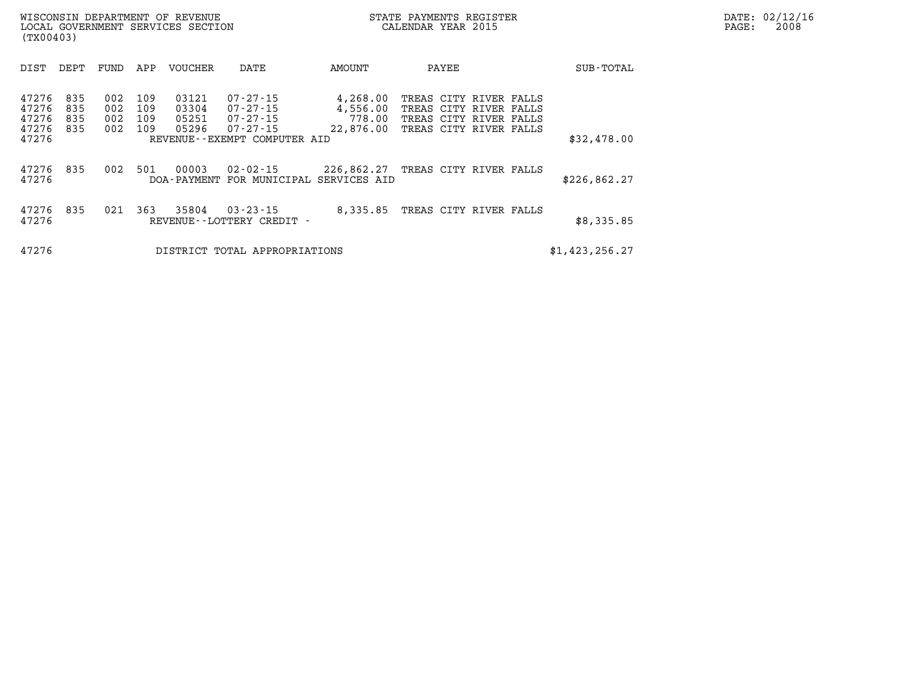WISCONSIN DEPARTMENT OF REVENUE
LOCAL GOVERNMENT SERVICES SECTION
(TX00403)

STATE PAYMENTS REGISTER
CALENDAR YEAR 2015

DATE: 02/12/16
PAGE: 2008

| DIST | DEPT | FUND | APP | VOUCHER | DATE | AMOUNT | PAYEE | SUB-TOTAL |
|---|---|---|---|---|---|---|---|---|
| 47276 | 835 | 002 | 109 | 03121 | 07-27-15 | 4,268.00 | TREAS CITY RIVER FALLS | |
| 47276 | 835 | 002 | 109 | 03304 | 07-27-15 | 4,556.00 | TREAS CITY RIVER FALLS | |
| 47276 | 835 | 002 | 109 | 05251 | 07-27-15 | 778.00 | TREAS CITY RIVER FALLS | |
| 47276 | 835 | 002 | 109 | 05296 | 07-27-15 | 22,876.00 | TREAS CITY RIVER FALLS | |
| 47276 | | | | REVENUE--EXEMPT COMPUTER AID | | | | $32,478.00 |
| 47276 | 835 | 002 | 501 | 00003 | 02-02-15 | 226,862.27 | TREAS CITY RIVER FALLS | |
| 47276 | | | | DOA-PAYMENT FOR MUNICIPAL SERVICES AID | | | | $226,862.27 |
| 47276 | 835 | 021 | 363 | 35804 | 03-23-15 | 8,335.85 | TREAS CITY RIVER FALLS | |
| 47276 | | | | REVENUE--LOTTERY CREDIT - | | | | $8,335.85 |
| 47276 | | | | DISTRICT TOTAL APPROPRIATIONS | | | | $1,423,256.27 |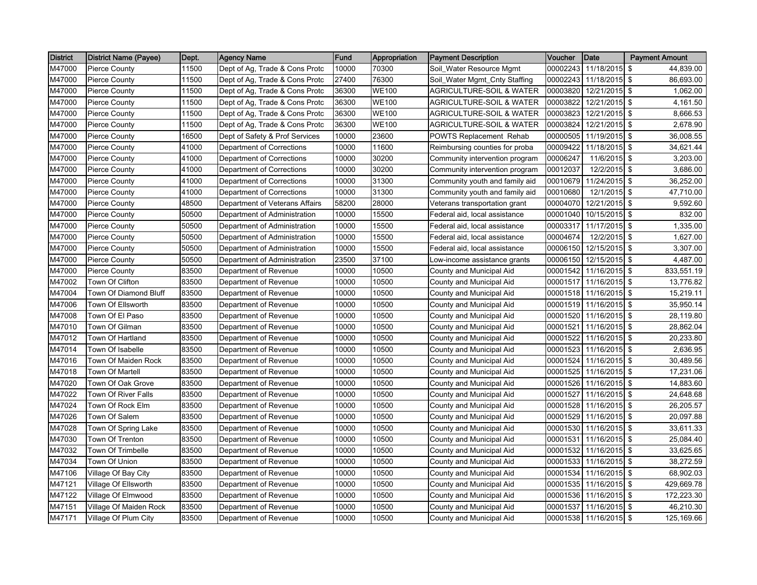| District | District Name (Payee) | Dept. | Agency Name | Fund | Appropriation | Payment Description | Voucher | Date | Payment Amount |
|---|---|---|---|---|---|---|---|---|---|
| M47000 | Pierce County | 11500 | Dept of Ag, Trade & Cons Protc | 10000 | 70300 | Soil_Water Resource Mgmt | 00002243 | 11/18/2015 | $ 44,839.00 |
| M47000 | Pierce County | 11500 | Dept of Ag, Trade & Cons Protc | 27400 | 76300 | Soil_Water Mgmt_Cnty Staffing | 00002243 | 11/18/2015 | $ 86,693.00 |
| M47000 | Pierce County | 11500 | Dept of Ag, Trade & Cons Protc | 36300 | WE100 | AGRICULTURE-SOIL & WATER | 00003820 | 12/21/2015 | $ 1,062.00 |
| M47000 | Pierce County | 11500 | Dept of Ag, Trade & Cons Protc | 36300 | WE100 | AGRICULTURE-SOIL & WATER | 00003822 | 12/21/2015 | $ 4,161.50 |
| M47000 | Pierce County | 11500 | Dept of Ag, Trade & Cons Protc | 36300 | WE100 | AGRICULTURE-SOIL & WATER | 00003823 | 12/21/2015 | $ 8,666.53 |
| M47000 | Pierce County | 11500 | Dept of Ag, Trade & Cons Protc | 36300 | WE100 | AGRICULTURE-SOIL & WATER | 00003824 | 12/21/2015 | $ 2,678.90 |
| M47000 | Pierce County | 16500 | Dept of Safety & Prof Services | 10000 | 23600 | POWTS Replacement Rehab | 00000505 | 11/19/2015 | $ 36,008.55 |
| M47000 | Pierce County | 41000 | Department of Corrections | 10000 | 11600 | Reimbursing counties for proba | 00009422 | 11/18/2015 | $ 34,621.44 |
| M47000 | Pierce County | 41000 | Department of Corrections | 10000 | 30200 | Community intervention program | 00006247 | 11/6/2015 | $ 3,203.00 |
| M47000 | Pierce County | 41000 | Department of Corrections | 10000 | 30200 | Community intervention program | 00012037 | 12/2/2015 | $ 3,686.00 |
| M47000 | Pierce County | 41000 | Department of Corrections | 10000 | 31300 | Community youth and family aid | 00010679 | 11/24/2015 | $ 36,252.00 |
| M47000 | Pierce County | 41000 | Department of Corrections | 10000 | 31300 | Community youth and family aid | 00010680 | 12/1/2015 | $ 47,710.00 |
| M47000 | Pierce County | 48500 | Department of Veterans Affairs | 58200 | 28000 | Veterans transportation grant | 00004070 | 12/21/2015 | $ 9,592.60 |
| M47000 | Pierce County | 50500 | Department of Administration | 10000 | 15500 | Federal aid, local assistance | 00001040 | 10/15/2015 | $ 832.00 |
| M47000 | Pierce County | 50500 | Department of Administration | 10000 | 15500 | Federal aid, local assistance | 00003317 | 11/17/2015 | $ 1,335.00 |
| M47000 | Pierce County | 50500 | Department of Administration | 10000 | 15500 | Federal aid, local assistance | 00004674 | 12/2/2015 | $ 1,627.00 |
| M47000 | Pierce County | 50500 | Department of Administration | 10000 | 15500 | Federal aid, local assistance | 00006150 | 12/15/2015 | $ 3,307.00 |
| M47000 | Pierce County | 50500 | Department of Administration | 23500 | 37100 | Low-income assistance grants | 00006150 | 12/15/2015 | $ 4,487.00 |
| M47000 | Pierce County | 83500 | Department of Revenue | 10000 | 10500 | County and Municipal Aid | 00001542 | 11/16/2015 | $ 833,551.19 |
| M47002 | Town Of Clifton | 83500 | Department of Revenue | 10000 | 10500 | County and Municipal Aid | 00001517 | 11/16/2015 | $ 13,776.82 |
| M47004 | Town Of Diamond Bluff | 83500 | Department of Revenue | 10000 | 10500 | County and Municipal Aid | 00001518 | 11/16/2015 | $ 15,219.11 |
| M47006 | Town Of Ellsworth | 83500 | Department of Revenue | 10000 | 10500 | County and Municipal Aid | 00001519 | 11/16/2015 | $ 35,950.14 |
| M47008 | Town Of El Paso | 83500 | Department of Revenue | 10000 | 10500 | County and Municipal Aid | 00001520 | 11/16/2015 | $ 28,119.80 |
| M47010 | Town Of Gilman | 83500 | Department of Revenue | 10000 | 10500 | County and Municipal Aid | 00001521 | 11/16/2015 | $ 28,862.04 |
| M47012 | Town Of Hartland | 83500 | Department of Revenue | 10000 | 10500 | County and Municipal Aid | 00001522 | 11/16/2015 | $ 20,233.80 |
| M47014 | Town Of Isabelle | 83500 | Department of Revenue | 10000 | 10500 | County and Municipal Aid | 00001523 | 11/16/2015 | $ 2,636.95 |
| M47016 | Town Of Maiden Rock | 83500 | Department of Revenue | 10000 | 10500 | County and Municipal Aid | 00001524 | 11/16/2015 | $ 30,489.56 |
| M47018 | Town Of Martell | 83500 | Department of Revenue | 10000 | 10500 | County and Municipal Aid | 00001525 | 11/16/2015 | $ 17,231.06 |
| M47020 | Town Of Oak Grove | 83500 | Department of Revenue | 10000 | 10500 | County and Municipal Aid | 00001526 | 11/16/2015 | $ 14,883.60 |
| M47022 | Town Of River Falls | 83500 | Department of Revenue | 10000 | 10500 | County and Municipal Aid | 00001527 | 11/16/2015 | $ 24,648.68 |
| M47024 | Town Of Rock Elm | 83500 | Department of Revenue | 10000 | 10500 | County and Municipal Aid | 00001528 | 11/16/2015 | $ 26,205.57 |
| M47026 | Town Of Salem | 83500 | Department of Revenue | 10000 | 10500 | County and Municipal Aid | 00001529 | 11/16/2015 | $ 20,097.88 |
| M47028 | Town Of Spring Lake | 83500 | Department of Revenue | 10000 | 10500 | County and Municipal Aid | 00001530 | 11/16/2015 | $ 33,611.33 |
| M47030 | Town Of Trenton | 83500 | Department of Revenue | 10000 | 10500 | County and Municipal Aid | 00001531 | 11/16/2015 | $ 25,084.40 |
| M47032 | Town Of Trimbelle | 83500 | Department of Revenue | 10000 | 10500 | County and Municipal Aid | 00001532 | 11/16/2015 | $ 33,625.65 |
| M47034 | Town Of Union | 83500 | Department of Revenue | 10000 | 10500 | County and Municipal Aid | 00001533 | 11/16/2015 | $ 38,272.59 |
| M47106 | Village Of Bay City | 83500 | Department of Revenue | 10000 | 10500 | County and Municipal Aid | 00001534 | 11/16/2015 | $ 68,902.03 |
| M47121 | Village Of Ellsworth | 83500 | Department of Revenue | 10000 | 10500 | County and Municipal Aid | 00001535 | 11/16/2015 | $ 429,669.78 |
| M47122 | Village Of Elmwood | 83500 | Department of Revenue | 10000 | 10500 | County and Municipal Aid | 00001536 | 11/16/2015 | $ 172,223.30 |
| M47151 | Village Of Maiden Rock | 83500 | Department of Revenue | 10000 | 10500 | County and Municipal Aid | 00001537 | 11/16/2015 | $ 46,210.30 |
| M47171 | Village Of Plum City | 83500 | Department of Revenue | 10000 | 10500 | County and Municipal Aid | 00001538 | 11/16/2015 | $ 125,169.66 |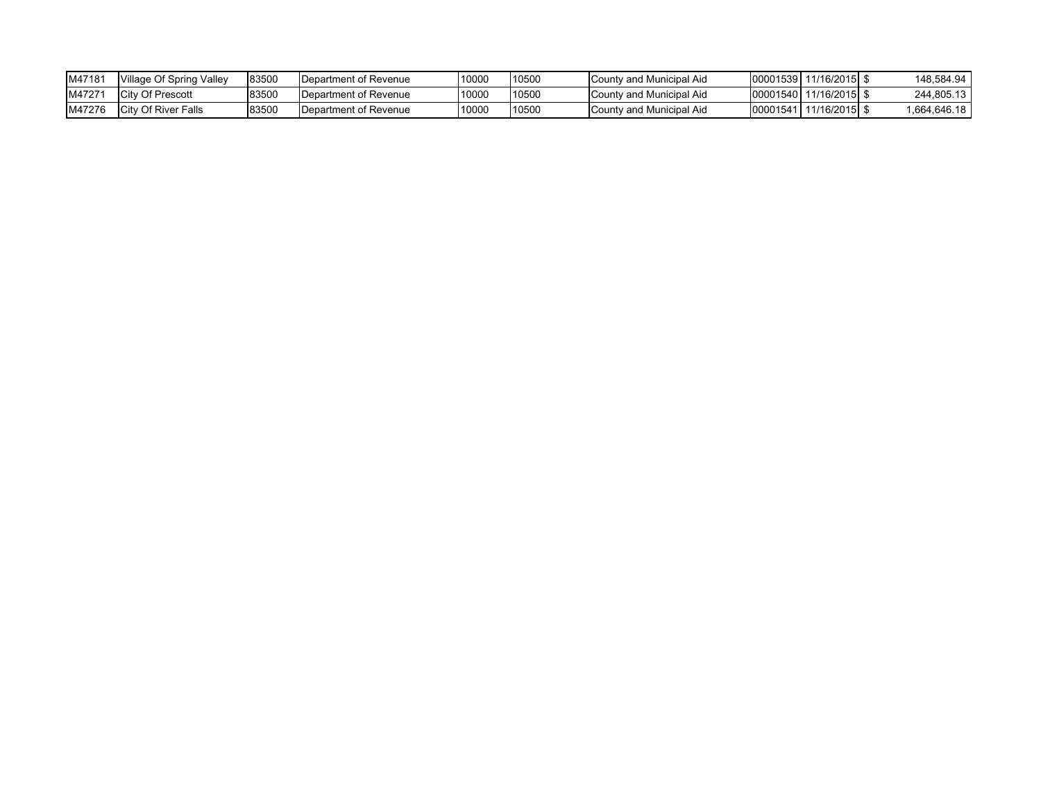| | | | | | | | | | | |
|---|---|---|---|---|---|---|---|---|---|---|
| M47181 | Village Of Spring Valley | 83500 | Department of Revenue | 10000 | 10500 | County and Municipal Aid | 00001539 | 11/16/2015 | $ | 148,584.94 |
| M47271 | City Of Prescott | 83500 | Department of Revenue | 10000 | 10500 | County and Municipal Aid | 00001540 | 11/16/2015 | $ | 244,805.13 |
| M47276 | City Of River Falls | 83500 | Department of Revenue | 10000 | 10500 | County and Municipal Aid | 00001541 | 11/16/2015 | $ | 1,664,646.18 |